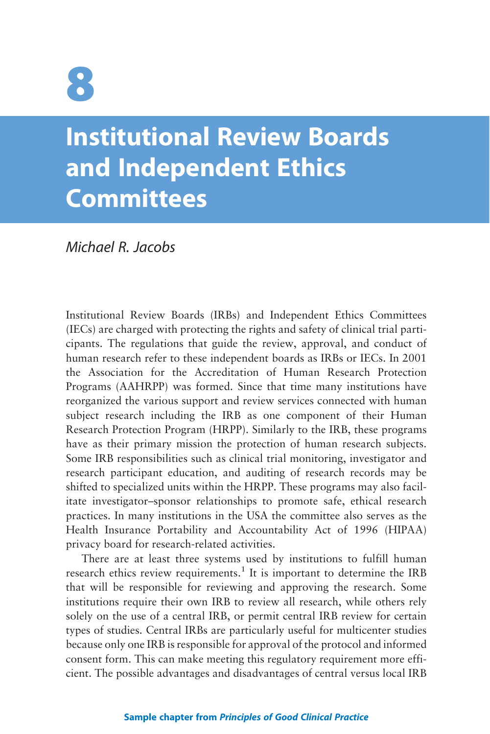# 8

# Institutional Review Boards and Independent Ethics Committees

*Michael R. Jacobs*

Institutional Review Boards (IRBs) and Independent Ethics Committees (IECs) are charged with protecting the rights and safety of clinical trial participants. The regulations that guide the review, approval, and conduct of human research refer to these independent boards as IRBs or IECs. In 2001 the Association for the Accreditation of Human Research Protection Programs (AAHRPP) was formed. Since that time many institutions have reorganized the various support and review services connected with human subject research including the IRB as one component of their Human Research Protection Program (HRPP). Similarly to the IRB, these programs have as their primary mission the protection of human research subjects. Some IRB responsibilities such as clinical trial monitoring, investigator and research participant education, and auditing of research records may be shifted to specialized units within the HRPP. These programs may also facilitate investigator–sponsor relationships to promote safe, ethical research practices. In many institutions in the USA the committee also serves as the Health Insurance Portability and Accountability Act of 1996 (HIPAA) privacy board for research-related activities.

There are at least three systems used by institutions to fulfill human research ethics review requirements.[1] It is important to determine the IRB that will be responsible for reviewing and approving the research. Some institutions require their own IRB to review all research, while others rely solely on the use of a central IRB, or permit central IRB review for certain types of studies. Central IRBs are particularly useful for multicenter studies because only one IRB is responsible for approval of the protocol and informed consent form. This can make meeting this regulatory requirement more efficient. The possible advantages and disadvantages of central versus local IRB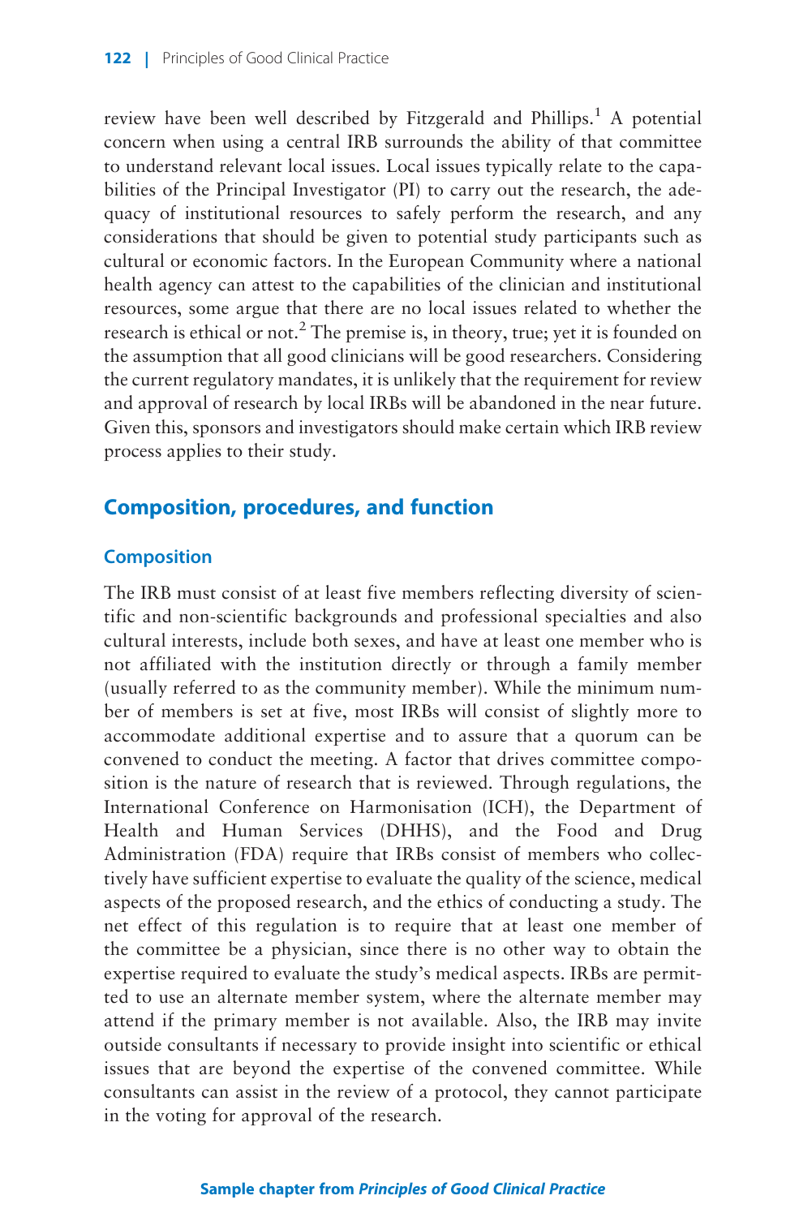review have been well described by Fitzgerald and Phillips.[1] A potential concern when using a central IRB surrounds the ability of that committee to understand relevant local issues. Local issues typically relate to the capabilities of the Principal Investigator (PI) to carry out the research, the adequacy of institutional resources to safely perform the research, and any considerations that should be given to potential study participants such as cultural or economic factors. In the European Community where a national health agency can attest to the capabilities of the clinician and institutional resources, some argue that there are no local issues related to whether the research is ethical or not.[2] The premise is, in theory, true; yet it is founded on the assumption that all good clinicians will be good researchers. Considering the current regulatory mandates, it is unlikely that the requirement for review and approval of research by local IRBs will be abandoned in the near future. Given this, sponsors and investigators should make certain which IRB review process applies to their study.

## Composition, procedures, and function

### Composition

The IRB must consist of at least five members reflecting diversity of scientific and non-scientific backgrounds and professional specialties and also cultural interests, include both sexes, and have at least one member who is not affiliated with the institution directly or through a family member (usually referred to as the community member). While the minimum number of members is set at five, most IRBs will consist of slightly more to accommodate additional expertise and to assure that a quorum can be convened to conduct the meeting. A factor that drives committee composition is the nature of research that is reviewed. Through regulations, the International Conference on Harmonisation (ICH), the Department of Health and Human Services (DHHS), and the Food and Drug Administration (FDA) require that IRBs consist of members who collectively have sufficient expertise to evaluate the quality of the science, medical aspects of the proposed research, and the ethics of conducting a study. The net effect of this regulation is to require that at least one member of the committee be a physician, since there is no other way to obtain the expertise required to evaluate the study's medical aspects. IRBs are permitted to use an alternate member system, where the alternate member may attend if the primary member is not available. Also, the IRB may invite outside consultants if necessary to provide insight into scientific or ethical issues that are beyond the expertise of the convened committee. While consultants can assist in the review of a protocol, they cannot participate in the voting for approval of the research.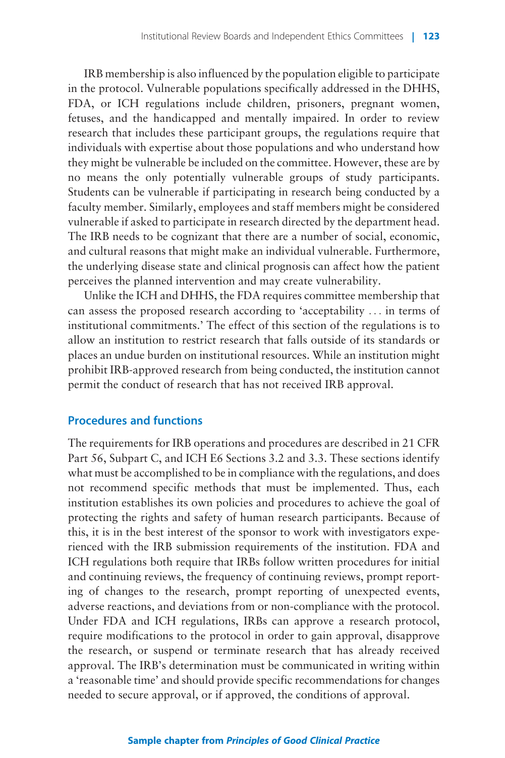IRB membership is also influenced by the population eligible to participate in the protocol. Vulnerable populations specifically addressed in the DHHS, FDA, or ICH regulations include children, prisoners, pregnant women, fetuses, and the handicapped and mentally impaired. In order to review research that includes these participant groups, the regulations require that individuals with expertise about those populations and who understand how they might be vulnerable be included on the committee. However, these are by no means the only potentially vulnerable groups of study participants. Students can be vulnerable if participating in research being conducted by a faculty member. Similarly, employees and staff members might be considered vulnerable if asked to participate in research directed by the department head. The IRB needs to be cognizant that there are a number of social, economic, and cultural reasons that might make an individual vulnerable. Furthermore, the underlying disease state and clinical prognosis can affect how the patient perceives the planned intervention and may create vulnerability.

Unlike the ICH and DHHS, the FDA requires committee membership that can assess the proposed research according to 'acceptability ... in terms of institutional commitments.' The effect of this section of the regulations is to allow an institution to restrict research that falls outside of its standards or places an undue burden on institutional resources. While an institution might prohibit IRB-approved research from being conducted, the institution cannot permit the conduct of research that has not received IRB approval.

## Procedures and functions

The requirements for IRB operations and procedures are described in 21 CFR Part 56, Subpart C, and ICH E6 Sections 3.2 and 3.3. These sections identify what must be accomplished to be in compliance with the regulations, and does not recommend specific methods that must be implemented. Thus, each institution establishes its own policies and procedures to achieve the goal of protecting the rights and safety of human research participants. Because of this, it is in the best interest of the sponsor to work with investigators experienced with the IRB submission requirements of the institution. FDA and ICH regulations both require that IRBs follow written procedures for initial and continuing reviews, the frequency of continuing reviews, prompt reporting of changes to the research, prompt reporting of unexpected events, adverse reactions, and deviations from or non-compliance with the protocol. Under FDA and ICH regulations, IRBs can approve a research protocol, require modifications to the protocol in order to gain approval, disapprove the research, or suspend or terminate research that has already received approval. The IRB's determination must be communicated in writing within a 'reasonable time' and should provide specific recommendations for changes needed to secure approval, or if approved, the conditions of approval.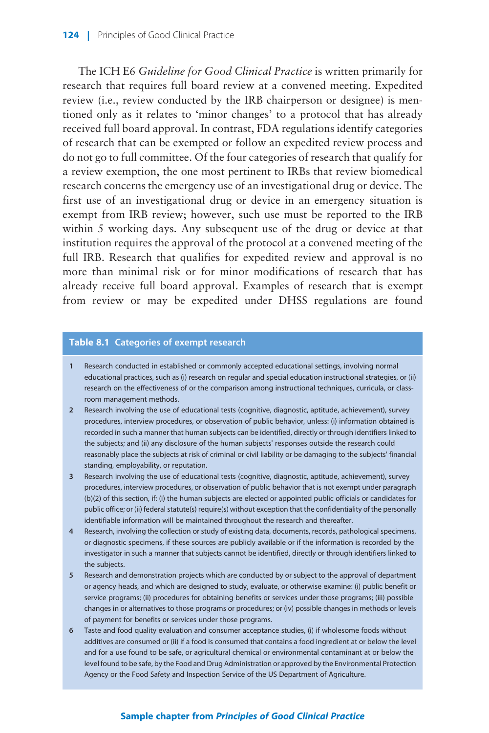The ICH E6 *Guideline for Good Clinical Practice* is written primarily for research that requires full board review at a convened meeting. Expedited review (i.e., review conducted by the IRB chairperson or designee) is mentioned only as it relates to 'minor changes' to a protocol that has already received full board approval. In contrast, FDA regulations identify categories of research that can be exempted or follow an expedited review process and do not go to full committee. Of the four categories of research that qualify for a review exemption, the one most pertinent to IRBs that review biomedical research concerns the emergency use of an investigational drug or device. The first use of an investigational drug or device in an emergency situation is exempt from IRB review; however, such use must be reported to the IRB within 5 working days. Any subsequent use of the drug or device at that institution requires the approval of the protocol at a convened meeting of the full IRB. Research that qualifies for expedited review and approval is no more than minimal risk or for minor modifications of research that has already receive full board approval. Examples of research that is exempt from review or may be expedited under DHSS regulations are found

**Table 8.1 Categories of exempt research**

| | |
|---|---|
| 1 | Research conducted in established or commonly accepted educational settings, involving normal educational practices, such as (i) research on regular and special education instructional strategies, or (ii) research on the effectiveness of or the comparison among instructional techniques, curricula, or classroom management methods. |
| 2 | Research involving the use of educational tests (cognitive, diagnostic, aptitude, achievement), survey procedures, interview procedures, or observation of public behavior, unless: (i) information obtained is recorded in such a manner that human subjects can be identified, directly or through identifiers linked to the subjects; and (ii) any disclosure of the human subjects' responses outside the research could reasonably place the subjects at risk of criminal or civil liability or be damaging to the subjects' financial standing, employability, or reputation. |
| 3 | Research involving the use of educational tests (cognitive, diagnostic, aptitude, achievement), survey procedures, interview procedures, or observation of public behavior that is not exempt under paragraph (b)(2) of this section, if: (i) the human subjects are elected or appointed public officials or candidates for public office; or (ii) federal statute(s) require(s) without exception that the confidentiality of the personally identifiable information will be maintained throughout the research and thereafter. |
| 4 | Research, involving the collection or study of existing data, documents, records, pathological specimens, or diagnostic specimens, if these sources are publicly available or if the information is recorded by the investigator in such a manner that subjects cannot be identified, directly or through identifiers linked to the subjects. |
| 5 | Research and demonstration projects which are conducted by or subject to the approval of department or agency heads, and which are designed to study, evaluate, or otherwise examine: (i) public benefit or service programs; (ii) procedures for obtaining benefits or services under those programs; (iii) possible changes in or alternatives to those programs or procedures; or (iv) possible changes in methods or levels of payment for benefits or services under those programs. |
| 6 | Taste and food quality evaluation and consumer acceptance studies, (i) if wholesome foods without additives are consumed or (ii) if a food is consumed that contains a food ingredient at or below the level and for a use found to be safe, or agricultural chemical or environmental contaminant at or below the level found to be safe, by the Food and Drug Administration or approved by the Environmental Protection Agency or the Food Safety and Inspection Service of the US Department of Agriculture. |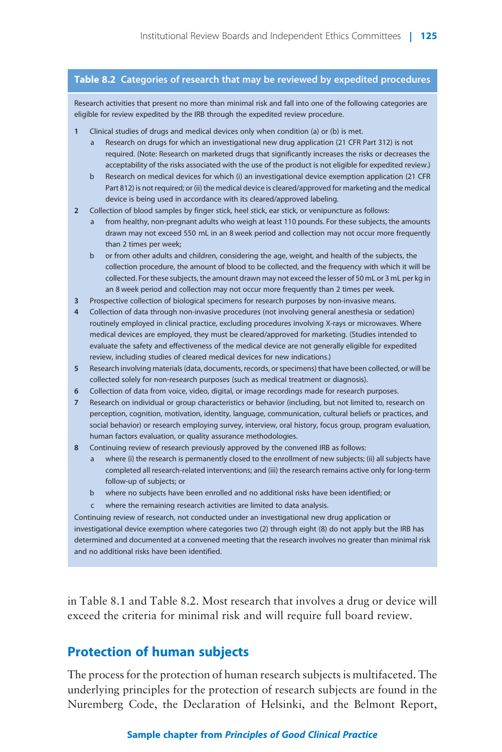**Table 8.2 Categories of research that may be reviewed by expedited procedures**

Research activities that present no more than minimal risk and fall into one of the following categories are eligible for review expedited by the IRB through the expedited review procedure.

1. Clinical studies of drugs and medical devices only when condition (a) or (b) is met.
   a. Research on drugs for which an investigational new drug application (21 CFR Part 312) is not required. (Note: Research on marketed drugs that significantly increases the risks or decreases the acceptability of the risks associated with the use of the product is not eligible for expedited review.)
   b. Research on medical devices for which (i) an investigational device exemption application (21 CFR Part 812) is not required; or (ii) the medical device is cleared/approved for marketing and the medical device is being used in accordance with its cleared/approved labeling.
2. Collection of blood samples by finger stick, heel stick, ear stick, or venipuncture as follows:
   a. from healthy, non-pregnant adults who weigh at least 110 pounds. For these subjects, the amounts drawn may not exceed 550 mL in an 8 week period and collection may not occur more frequently than 2 times per week;
   b. or from other adults and children, considering the age, weight, and health of the subjects, the collection procedure, the amount of blood to be collected, and the frequency with which it will be collected. For these subjects, the amount drawn may not exceed the lesser of 50 mL or 3 mL per kg in an 8 week period and collection may not occur more frequently than 2 times per week.
3. Prospective collection of biological specimens for research purposes by non-invasive means.
4. Collection of data through non-invasive procedures (not involving general anesthesia or sedation) routinely employed in clinical practice, excluding procedures involving X-rays or microwaves. Where medical devices are employed, they must be cleared/approved for marketing. (Studies intended to evaluate the safety and effectiveness of the medical device are not generally eligible for expedited review, including studies of cleared medical devices for new indications.)
5. Research involving materials (data, documents, records, or specimens) that have been collected, or will be collected solely for non-research purposes (such as medical treatment or diagnosis).
6. Collection of data from voice, video, digital, or image recordings made for research purposes.
7. Research on individual or group characteristics or behavior (including, but not limited to, research on perception, cognition, motivation, identity, language, communication, cultural beliefs or practices, and social behavior) or research employing survey, interview, oral history, focus group, program evaluation, human factors evaluation, or quality assurance methodologies.
8. Continuing review of research previously approved by the convened IRB as follows:
   a. where (i) the research is permanently closed to the enrollment of new subjects; (ii) all subjects have completed all research-related interventions; and (iii) the research remains active only for long-term follow-up of subjects; or
   b. where no subjects have been enrolled and no additional risks have been identified; or
   c. where the remaining research activities are limited to data analysis.

Continuing review of research, not conducted under an investigational new drug application or investigational device exemption where categories two (2) through eight (8) do not apply but the IRB has determined and documented at a convened meeting that the research involves no greater than minimal risk and no additional risks have been identified.

in Table 8.1 and Table 8.2. Most research that involves a drug or device will exceed the criteria for minimal risk and will require full board review.

## Protection of human subjects

The process for the protection of human research subjects is multifaceted. The underlying principles for the protection of research subjects are found in the Nuremberg Code, the Declaration of Helsinki, and the Belmont Report,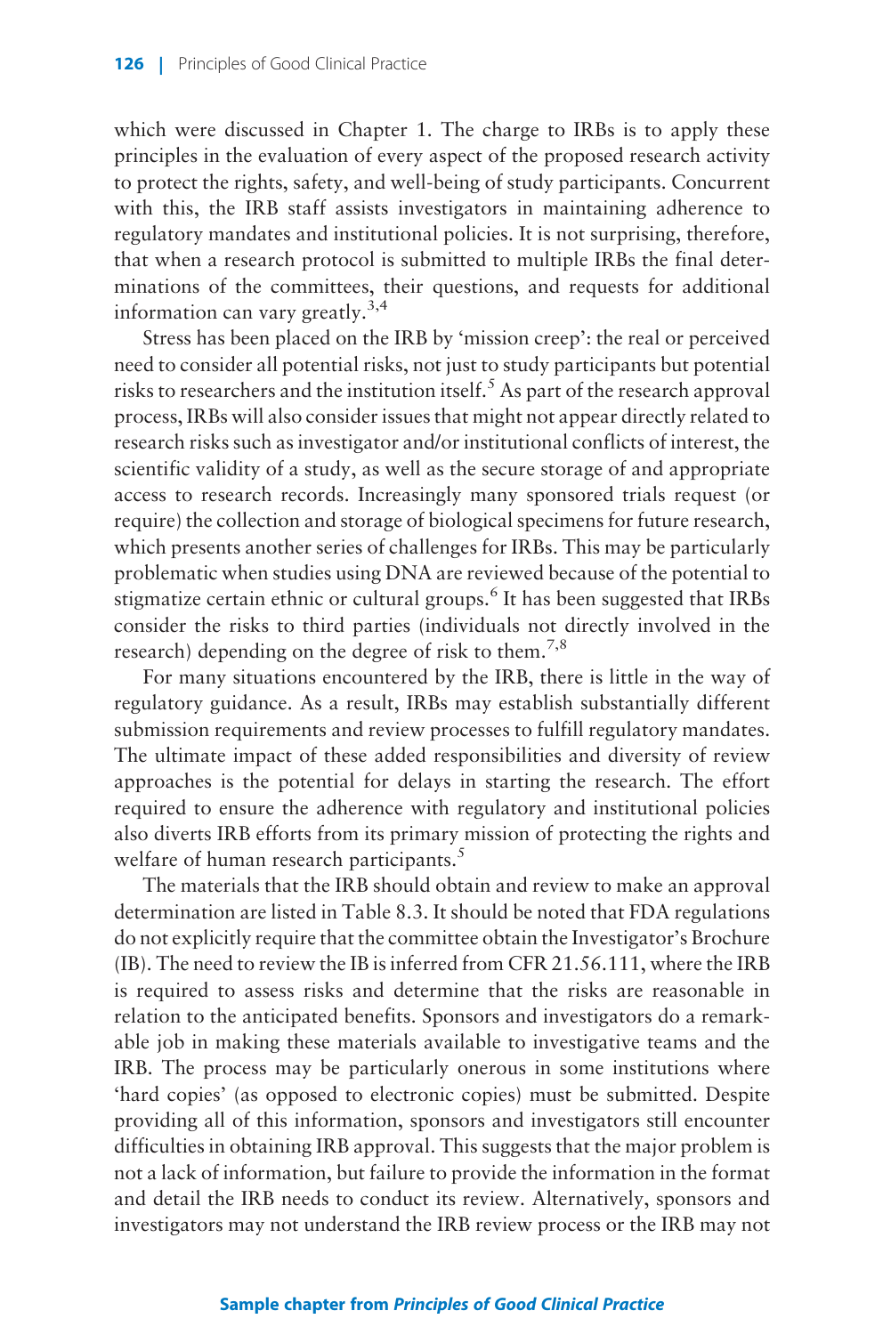which were discussed in Chapter 1. The charge to IRBs is to apply these principles in the evaluation of every aspect of the proposed research activity to protect the rights, safety, and well-being of study participants. Concurrent with this, the IRB staff assists investigators in maintaining adherence to regulatory mandates and institutional policies. It is not surprising, therefore, that when a research protocol is submitted to multiple IRBs the final determinations of the committees, their questions, and requests for additional information can vary greatly.[3,4]

Stress has been placed on the IRB by 'mission creep': the real or perceived need to consider all potential risks, not just to study participants but potential risks to researchers and the institution itself.[5] As part of the research approval process, IRBs will also consider issues that might not appear directly related to research risks such as investigator and/or institutional conflicts of interest, the scientific validity of a study, as well as the secure storage of and appropriate access to research records. Increasingly many sponsored trials request (or require) the collection and storage of biological specimens for future research, which presents another series of challenges for IRBs. This may be particularly problematic when studies using DNA are reviewed because of the potential to stigmatize certain ethnic or cultural groups.[6] It has been suggested that IRBs consider the risks to third parties (individuals not directly involved in the research) depending on the degree of risk to them.[7,8]

For many situations encountered by the IRB, there is little in the way of regulatory guidance. As a result, IRBs may establish substantially different submission requirements and review processes to fulfill regulatory mandates. The ultimate impact of these added responsibilities and diversity of review approaches is the potential for delays in starting the research. The effort required to ensure the adherence with regulatory and institutional policies also diverts IRB efforts from its primary mission of protecting the rights and welfare of human research participants.[5]

The materials that the IRB should obtain and review to make an approval determination are listed in Table 8.3. It should be noted that FDA regulations do not explicitly require that the committee obtain the Investigator's Brochure (IB). The need to review the IB is inferred from CFR 21.56.111, where the IRB is required to assess risks and determine that the risks are reasonable in relation to the anticipated benefits. Sponsors and investigators do a remarkable job in making these materials available to investigative teams and the IRB. The process may be particularly onerous in some institutions where 'hard copies' (as opposed to electronic copies) must be submitted. Despite providing all of this information, sponsors and investigators still encounter difficulties in obtaining IRB approval. This suggests that the major problem is not a lack of information, but failure to provide the information in the format and detail the IRB needs to conduct its review. Alternatively, sponsors and investigators may not understand the IRB review process or the IRB may not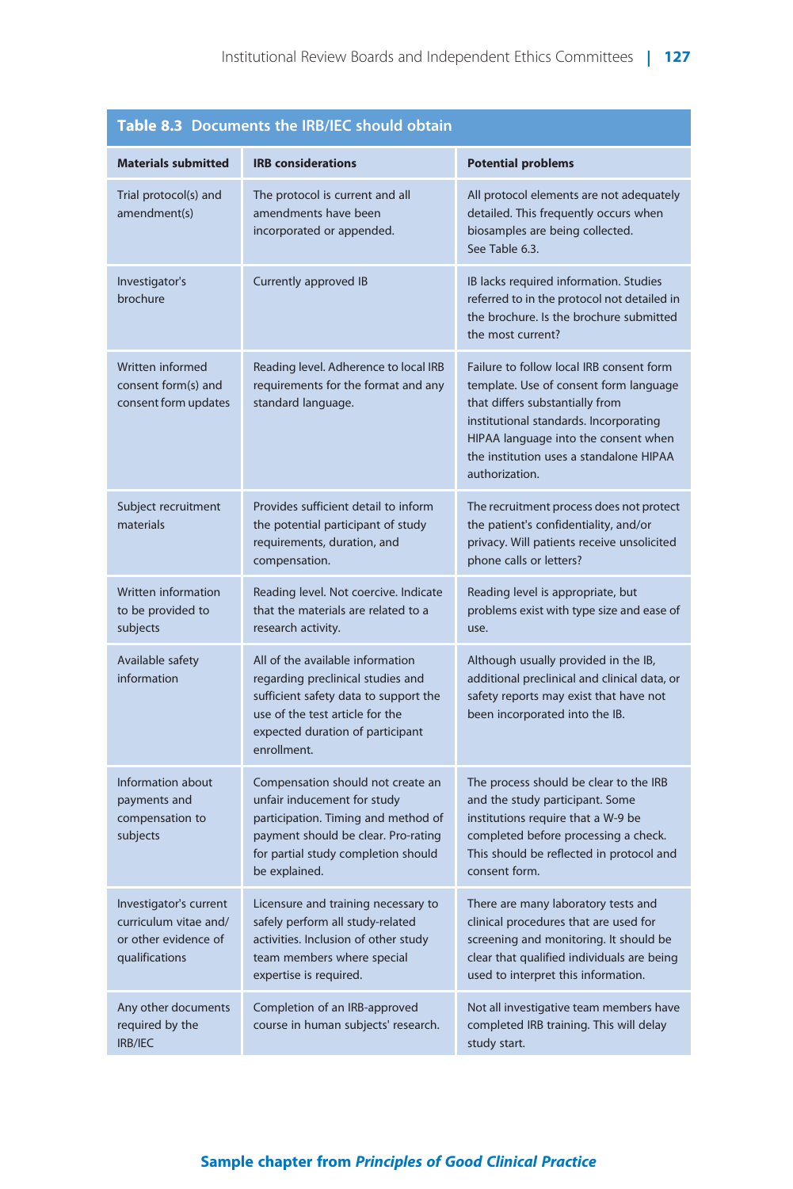**Table 8.3 Documents the IRB/IEC should obtain**

| Materials submitted | IRB considerations | Potential problems |
|---|---|---|
| Trial protocol(s) and amendment(s) | The protocol is current and all amendments have been incorporated or appended. | All protocol elements are not adequately detailed. This frequently occurs when biosamples are being collected. See Table 6.3. |
| Investigator's brochure | Currently approved IB | IB lacks required information. Studies referred to in the protocol not detailed in the brochure. Is the brochure submitted the most current? |
| Written informed consent form(s) and consent form updates | Reading level. Adherence to local IRB requirements for the format and any standard language. | Failure to follow local IRB consent form template. Use of consent form language that differs substantially from institutional standards. Incorporating HIPAA language into the consent when the institution uses a standalone HIPAA authorization. |
| Subject recruitment materials | Provides sufficient detail to inform the potential participant of study requirements, duration, and compensation. | The recruitment process does not protect the patient's confidentiality, and/or privacy. Will patients receive unsolicited phone calls or letters? |
| Written information to be provided to subjects | Reading level. Not coercive. Indicate that the materials are related to a research activity. | Reading level is appropriate, but problems exist with type size and ease of use. |
| Available safety information | All of the available information regarding preclinical studies and sufficient safety data to support the use of the test article for the expected duration of participant enrollment. | Although usually provided in the IB, additional preclinical and clinical data, or safety reports may exist that have not been incorporated into the IB. |
| Information about payments and compensation to subjects | Compensation should not create an unfair inducement for study participation. Timing and method of payment should be clear. Pro-rating for partial study completion should be explained. | The process should be clear to the IRB and the study participant. Some institutions require that a W-9 be completed before processing a check. This should be reflected in protocol and consent form. |
| Investigator's current curriculum vitae and/or other evidence of qualifications | Licensure and training necessary to safely perform all study-related activities. Inclusion of other study team members where special expertise is required. | There are many laboratory tests and clinical procedures that are used for screening and monitoring. It should be clear that qualified individuals are being used to interpret this information. |
| Any other documents required by the IRB/IEC | Completion of an IRB-approved course in human subjects' research. | Not all investigative team members have completed IRB training. This will delay study start. |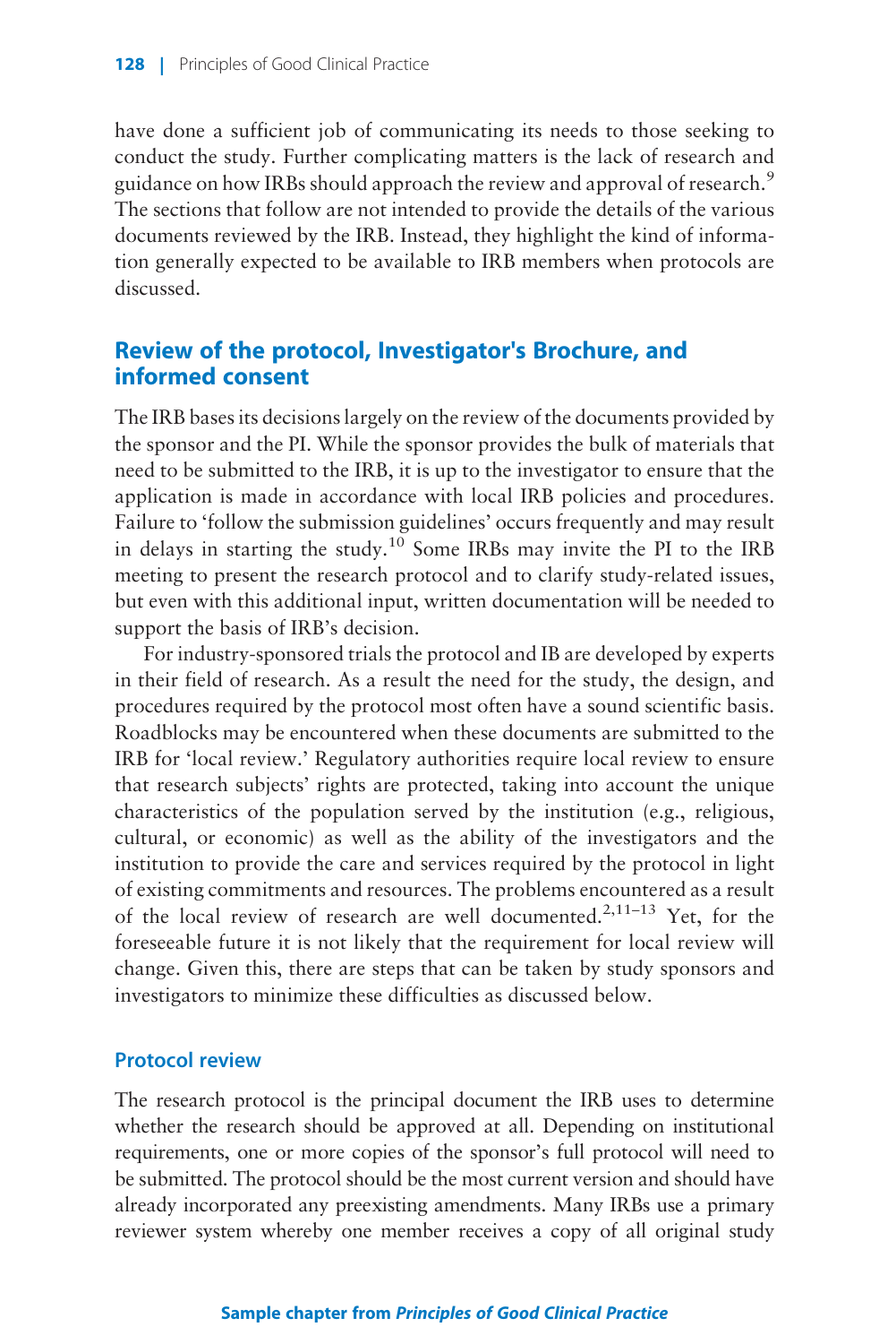have done a sufficient job of communicating its needs to those seeking to conduct the study. Further complicating matters is the lack of research and guidance on how IRBs should approach the review and approval of research.[9] The sections that follow are not intended to provide the details of the various documents reviewed by the IRB. Instead, they highlight the kind of information generally expected to be available to IRB members when protocols are discussed.

## Review of the protocol, Investigator's Brochure, and informed consent

The IRB bases its decisions largely on the review of the documents provided by the sponsor and the PI. While the sponsor provides the bulk of materials that need to be submitted to the IRB, it is up to the investigator to ensure that the application is made in accordance with local IRB policies and procedures. Failure to 'follow the submission guidelines' occurs frequently and may result in delays in starting the study.[10] Some IRBs may invite the PI to the IRB meeting to present the research protocol and to clarify study-related issues, but even with this additional input, written documentation will be needed to support the basis of IRB's decision.

For industry-sponsored trials the protocol and IB are developed by experts in their field of research. As a result the need for the study, the design, and procedures required by the protocol most often have a sound scientific basis. Roadblocks may be encountered when these documents are submitted to the IRB for 'local review.' Regulatory authorities require local review to ensure that research subjects' rights are protected, taking into account the unique characteristics of the population served by the institution (e.g., religious, cultural, or economic) as well as the ability of the investigators and the institution to provide the care and services required by the protocol in light of existing commitments and resources. The problems encountered as a result of the local review of research are well documented.[2,11–13] Yet, for the foreseeable future it is not likely that the requirement for local review will change. Given this, there are steps that can be taken by study sponsors and investigators to minimize these difficulties as discussed below.

### Protocol review

The research protocol is the principal document the IRB uses to determine whether the research should be approved at all. Depending on institutional requirements, one or more copies of the sponsor's full protocol will need to be submitted. The protocol should be the most current version and should have already incorporated any preexisting amendments. Many IRBs use a primary reviewer system whereby one member receives a copy of all original study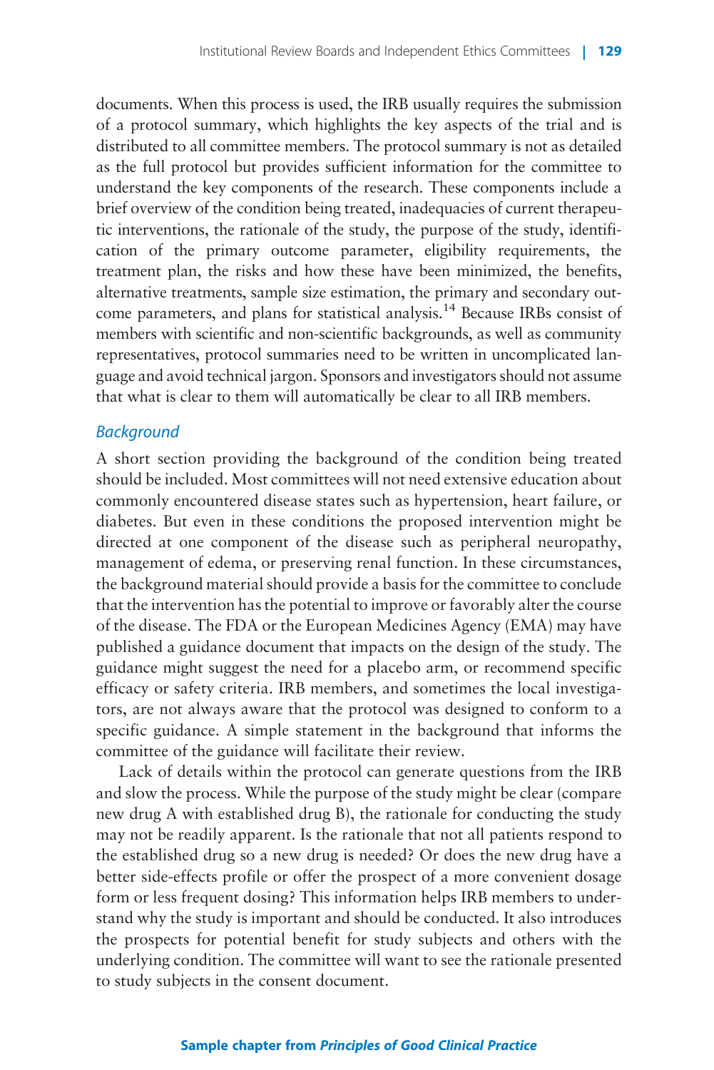documents. When this process is used, the IRB usually requires the submission of a protocol summary, which highlights the key aspects of the trial and is distributed to all committee members. The protocol summary is not as detailed as the full protocol but provides sufficient information for the committee to understand the key components of the research. These components include a brief overview of the condition being treated, inadequacies of current therapeutic interventions, the rationale of the study, the purpose of the study, identification of the primary outcome parameter, eligibility requirements, the treatment plan, the risks and how these have been minimized, the benefits, alternative treatments, sample size estimation, the primary and secondary outcome parameters, and plans for statistical analysis.[14] Because IRBs consist of members with scientific and non-scientific backgrounds, as well as community representatives, protocol summaries need to be written in uncomplicated language and avoid technical jargon. Sponsors and investigators should not assume that what is clear to them will automatically be clear to all IRB members.

### *Background*

A short section providing the background of the condition being treated should be included. Most committees will not need extensive education about commonly encountered disease states such as hypertension, heart failure, or diabetes. But even in these conditions the proposed intervention might be directed at one component of the disease such as peripheral neuropathy, management of edema, or preserving renal function. In these circumstances, the background material should provide a basis for the committee to conclude that the intervention has the potential to improve or favorably alter the course of the disease. The FDA or the European Medicines Agency (EMA) may have published a guidance document that impacts on the design of the study. The guidance might suggest the need for a placebo arm, or recommend specific efficacy or safety criteria. IRB members, and sometimes the local investigators, are not always aware that the protocol was designed to conform to a specific guidance. A simple statement in the background that informs the committee of the guidance will facilitate their review.

Lack of details within the protocol can generate questions from the IRB and slow the process. While the purpose of the study might be clear (compare new drug A with established drug B), the rationale for conducting the study may not be readily apparent. Is the rationale that not all patients respond to the established drug so a new drug is needed? Or does the new drug have a better side-effects profile or offer the prospect of a more convenient dosage form or less frequent dosing? This information helps IRB members to understand why the study is important and should be conducted. It also introduces the prospects for potential benefit for study subjects and others with the underlying condition. The committee will want to see the rationale presented to study subjects in the consent document.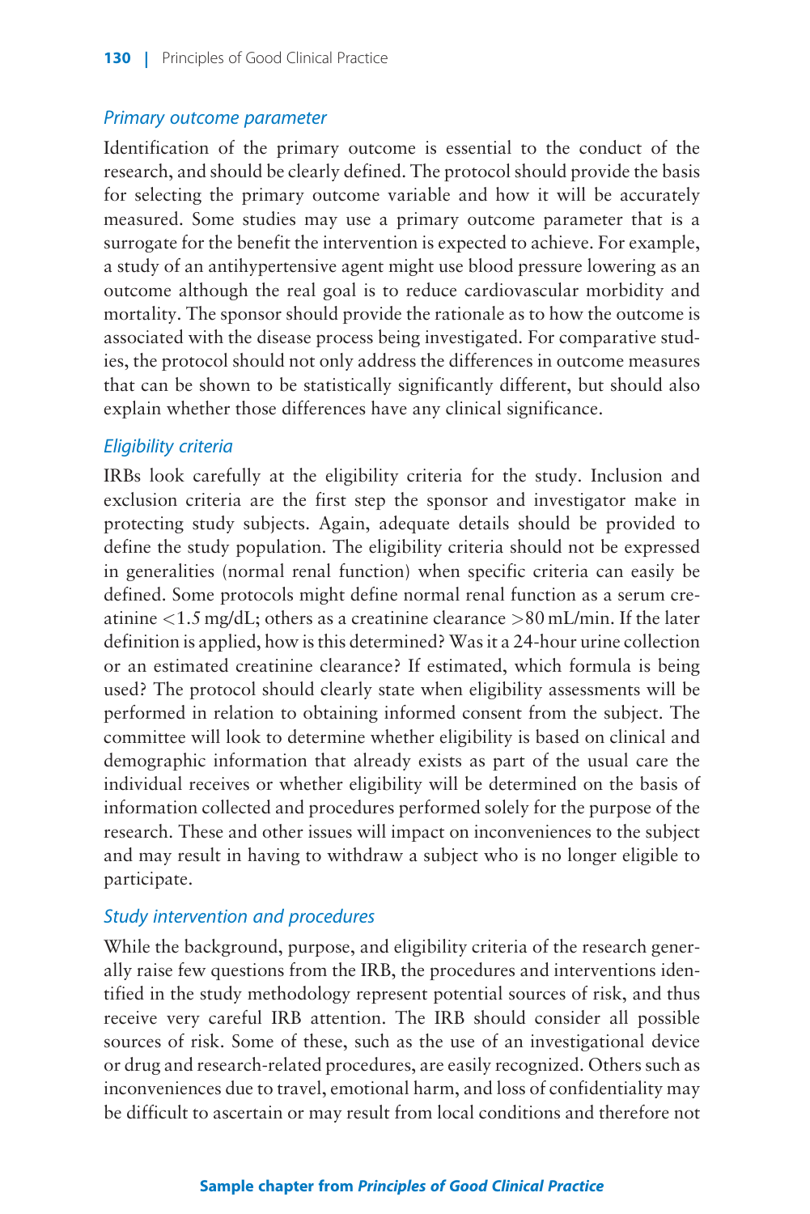### *Primary outcome parameter*

Identification of the primary outcome is essential to the conduct of the research, and should be clearly defined. The protocol should provide the basis for selecting the primary outcome variable and how it will be accurately measured. Some studies may use a primary outcome parameter that is a surrogate for the benefit the intervention is expected to achieve. For example, a study of an antihypertensive agent might use blood pressure lowering as an outcome although the real goal is to reduce cardiovascular morbidity and mortality. The sponsor should provide the rationale as to how the outcome is associated with the disease process being investigated. For comparative studies, the protocol should not only address the differences in outcome measures that can be shown to be statistically significantly different, but should also explain whether those differences have any clinical significance.

### *Eligibility criteria*

IRBs look carefully at the eligibility criteria for the study. Inclusion and exclusion criteria are the first step the sponsor and investigator make in protecting study subjects. Again, adequate details should be provided to define the study population. The eligibility criteria should not be expressed in generalities (normal renal function) when specific criteria can easily be defined. Some protocols might define normal renal function as a serum creatinine <1.5 mg/dL; others as a creatinine clearance >80 mL/min. If the later definition is applied, how is this determined? Was it a 24-hour urine collection or an estimated creatinine clearance? If estimated, which formula is being used? The protocol should clearly state when eligibility assessments will be performed in relation to obtaining informed consent from the subject. The committee will look to determine whether eligibility is based on clinical and demographic information that already exists as part of the usual care the individual receives or whether eligibility will be determined on the basis of information collected and procedures performed solely for the purpose of the research. These and other issues will impact on inconveniences to the subject and may result in having to withdraw a subject who is no longer eligible to participate.

### *Study intervention and procedures*

While the background, purpose, and eligibility criteria of the research generally raise few questions from the IRB, the procedures and interventions identified in the study methodology represent potential sources of risk, and thus receive very careful IRB attention. The IRB should consider all possible sources of risk. Some of these, such as the use of an investigational device or drug and research-related procedures, are easily recognized. Others such as inconveniences due to travel, emotional harm, and loss of confidentiality may be difficult to ascertain or may result from local conditions and therefore not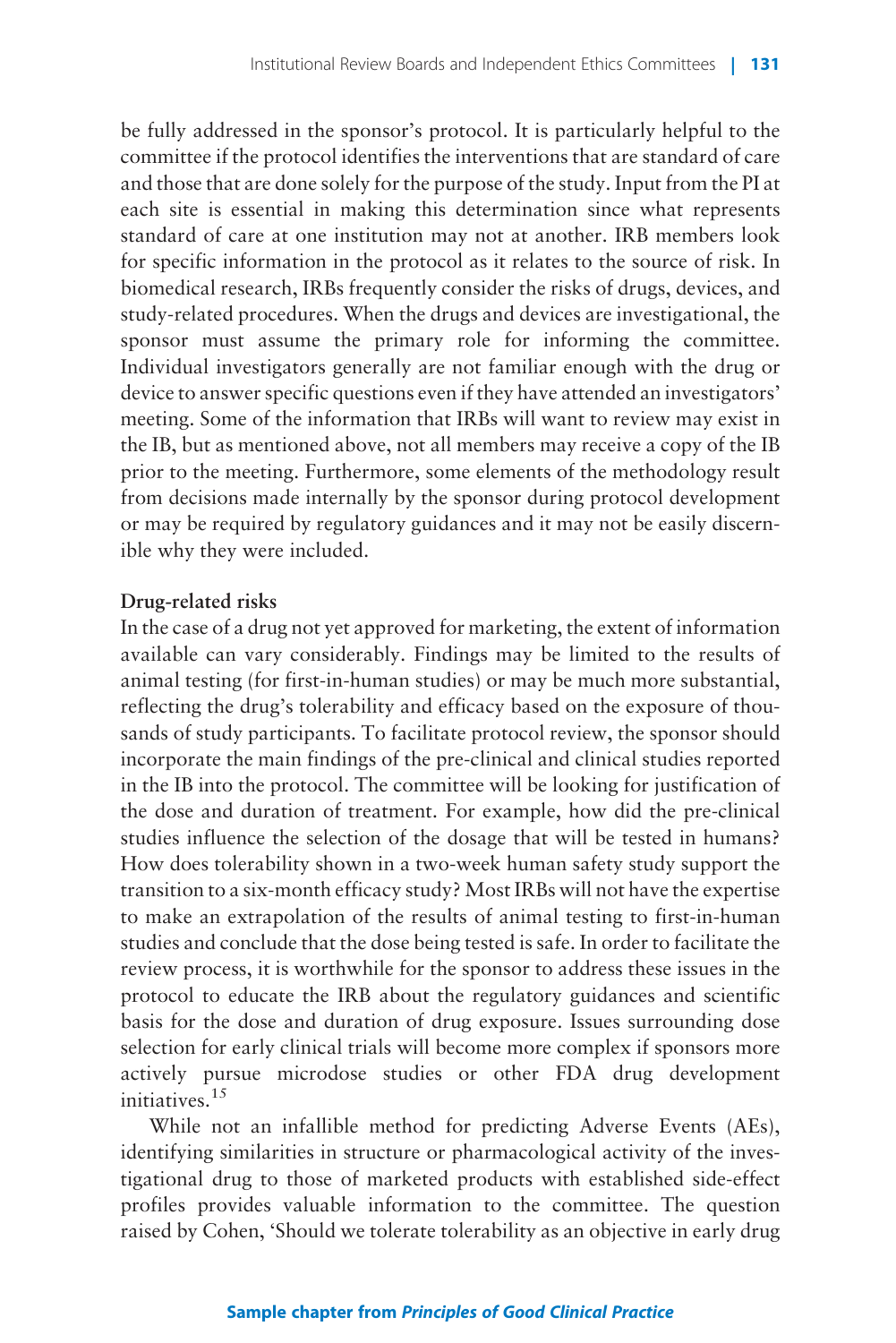be fully addressed in the sponsor's protocol. It is particularly helpful to the committee if the protocol identifies the interventions that are standard of care and those that are done solely for the purpose of the study. Input from the PI at each site is essential in making this determination since what represents standard of care at one institution may not at another. IRB members look for specific information in the protocol as it relates to the source of risk. In biomedical research, IRBs frequently consider the risks of drugs, devices, and study-related procedures. When the drugs and devices are investigational, the sponsor must assume the primary role for informing the committee. Individual investigators generally are not familiar enough with the drug or device to answer specific questions even if they have attended an investigators' meeting. Some of the information that IRBs will want to review may exist in the IB, but as mentioned above, not all members may receive a copy of the IB prior to the meeting. Furthermore, some elements of the methodology result from decisions made internally by the sponsor during protocol development or may be required by regulatory guidances and it may not be easily discernible why they were included.

**Drug-related risks**

In the case of a drug not yet approved for marketing, the extent of information available can vary considerably. Findings may be limited to the results of animal testing (for first-in-human studies) or may be much more substantial, reflecting the drug's tolerability and efficacy based on the exposure of thousands of study participants. To facilitate protocol review, the sponsor should incorporate the main findings of the pre-clinical and clinical studies reported in the IB into the protocol. The committee will be looking for justification of the dose and duration of treatment. For example, how did the pre-clinical studies influence the selection of the dosage that will be tested in humans? How does tolerability shown in a two-week human safety study support the transition to a six-month efficacy study? Most IRBs will not have the expertise to make an extrapolation of the results of animal testing to first-in-human studies and conclude that the dose being tested is safe. In order to facilitate the review process, it is worthwhile for the sponsor to address these issues in the protocol to educate the IRB about the regulatory guidances and scientific basis for the dose and duration of drug exposure. Issues surrounding dose selection for early clinical trials will become more complex if sponsors more actively pursue microdose studies or other FDA drug development initiatives.[15]

While not an infallible method for predicting Adverse Events (AEs), identifying similarities in structure or pharmacological activity of the investigational drug to those of marketed products with established side-effect profiles provides valuable information to the committee. The question raised by Cohen, 'Should we tolerate tolerability as an objective in early drug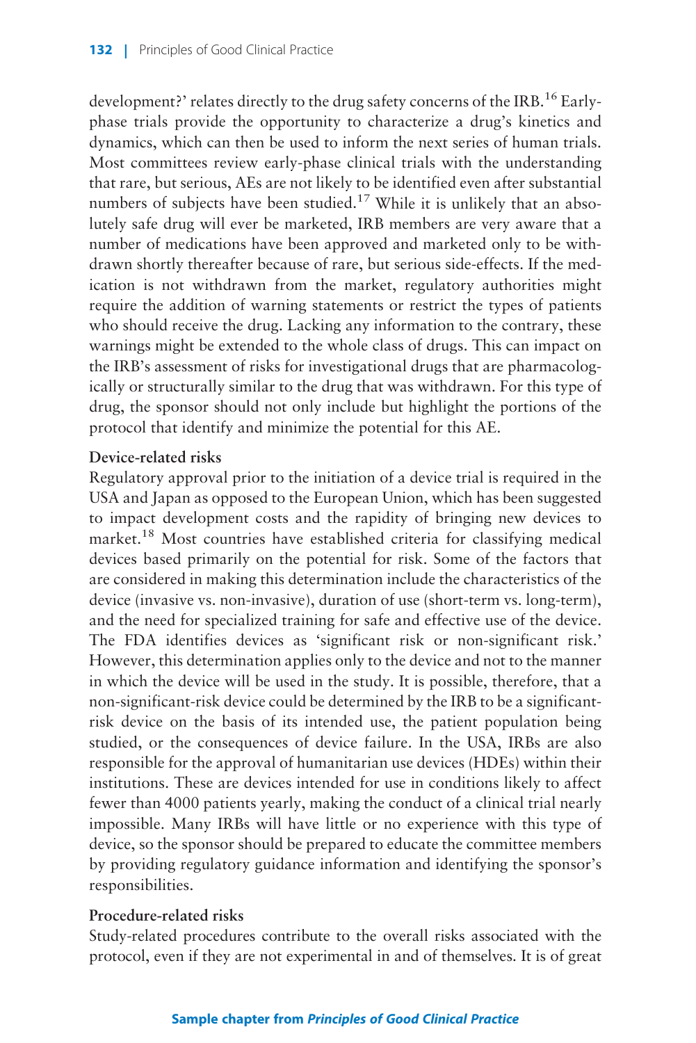development?' relates directly to the drug safety concerns of the IRB.[16] Early-phase trials provide the opportunity to characterize a drug's kinetics and dynamics, which can then be used to inform the next series of human trials. Most committees review early-phase clinical trials with the understanding that rare, but serious, AEs are not likely to be identified even after substantial numbers of subjects have been studied.[17] While it is unlikely that an absolutely safe drug will ever be marketed, IRB members are very aware that a number of medications have been approved and marketed only to be withdrawn shortly thereafter because of rare, but serious side-effects. If the medication is not withdrawn from the market, regulatory authorities might require the addition of warning statements or restrict the types of patients who should receive the drug. Lacking any information to the contrary, these warnings might be extended to the whole class of drugs. This can impact on the IRB's assessment of risks for investigational drugs that are pharmacologically or structurally similar to the drug that was withdrawn. For this type of drug, the sponsor should not only include but highlight the portions of the protocol that identify and minimize the potential for this AE.

**Device-related risks**

Regulatory approval prior to the initiation of a device trial is required in the USA and Japan as opposed to the European Union, which has been suggested to impact development costs and the rapidity of bringing new devices to market.[18] Most countries have established criteria for classifying medical devices based primarily on the potential for risk. Some of the factors that are considered in making this determination include the characteristics of the device (invasive vs. non-invasive), duration of use (short-term vs. long-term), and the need for specialized training for safe and effective use of the device. The FDA identifies devices as 'significant risk or non-significant risk.' However, this determination applies only to the device and not to the manner in which the device will be used in the study. It is possible, therefore, that a non-significant-risk device could be determined by the IRB to be a significant-risk device on the basis of its intended use, the patient population being studied, or the consequences of device failure. In the USA, IRBs are also responsible for the approval of humanitarian use devices (HDEs) within their institutions. These are devices intended for use in conditions likely to affect fewer than 4000 patients yearly, making the conduct of a clinical trial nearly impossible. Many IRBs will have little or no experience with this type of device, so the sponsor should be prepared to educate the committee members by providing regulatory guidance information and identifying the sponsor's responsibilities.

**Procedure-related risks**

Study-related procedures contribute to the overall risks associated with the protocol, even if they are not experimental in and of themselves. It is of great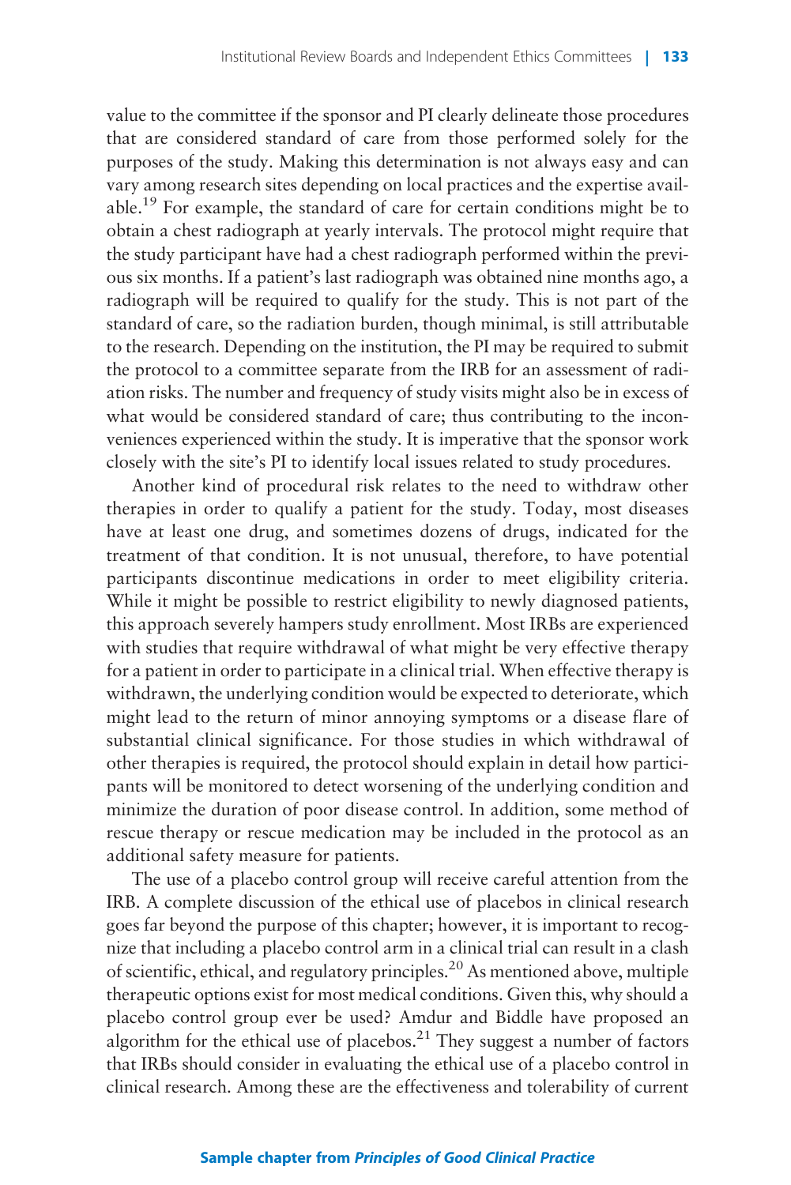value to the committee if the sponsor and PI clearly delineate those procedures that are considered standard of care from those performed solely for the purposes of the study. Making this determination is not always easy and can vary among research sites depending on local practices and the expertise available.[19] For example, the standard of care for certain conditions might be to obtain a chest radiograph at yearly intervals. The protocol might require that the study participant have had a chest radiograph performed within the previous six months. If a patient's last radiograph was obtained nine months ago, a radiograph will be required to qualify for the study. This is not part of the standard of care, so the radiation burden, though minimal, is still attributable to the research. Depending on the institution, the PI may be required to submit the protocol to a committee separate from the IRB for an assessment of radiation risks. The number and frequency of study visits might also be in excess of what would be considered standard of care; thus contributing to the inconveniences experienced within the study. It is imperative that the sponsor work closely with the site's PI to identify local issues related to study procedures.

Another kind of procedural risk relates to the need to withdraw other therapies in order to qualify a patient for the study. Today, most diseases have at least one drug, and sometimes dozens of drugs, indicated for the treatment of that condition. It is not unusual, therefore, to have potential participants discontinue medications in order to meet eligibility criteria. While it might be possible to restrict eligibility to newly diagnosed patients, this approach severely hampers study enrollment. Most IRBs are experienced with studies that require withdrawal of what might be very effective therapy for a patient in order to participate in a clinical trial. When effective therapy is withdrawn, the underlying condition would be expected to deteriorate, which might lead to the return of minor annoying symptoms or a disease flare of substantial clinical significance. For those studies in which withdrawal of other therapies is required, the protocol should explain in detail how participants will be monitored to detect worsening of the underlying condition and minimize the duration of poor disease control. In addition, some method of rescue therapy or rescue medication may be included in the protocol as an additional safety measure for patients.

The use of a placebo control group will receive careful attention from the IRB. A complete discussion of the ethical use of placebos in clinical research goes far beyond the purpose of this chapter; however, it is important to recognize that including a placebo control arm in a clinical trial can result in a clash of scientific, ethical, and regulatory principles.[20] As mentioned above, multiple therapeutic options exist for most medical conditions. Given this, why should a placebo control group ever be used? Amdur and Biddle have proposed an algorithm for the ethical use of placebos.[21] They suggest a number of factors that IRBs should consider in evaluating the ethical use of a placebo control in clinical research. Among these are the effectiveness and tolerability of current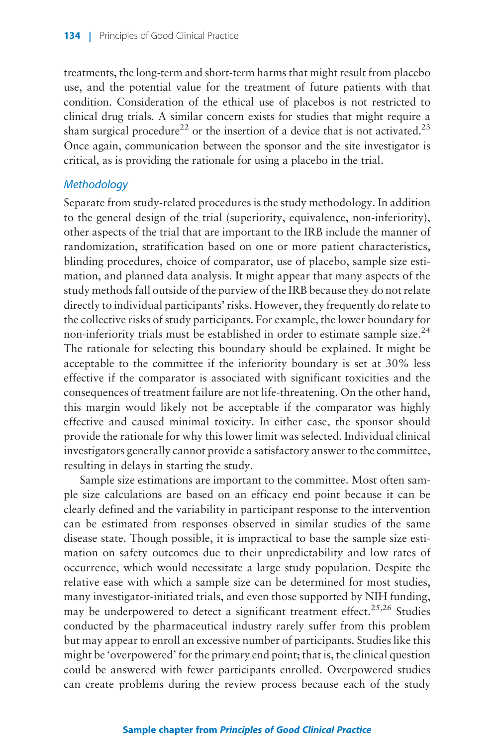treatments, the long-term and short-term harms that might result from placebo use, and the potential value for the treatment of future patients with that condition. Consideration of the ethical use of placebos is not restricted to clinical drug trials. A similar concern exists for studies that might require a sham surgical procedure[22] or the insertion of a device that is not activated.[23] Once again, communication between the sponsor and the site investigator is critical, as is providing the rationale for using a placebo in the trial.

### *Methodology*

Separate from study-related procedures is the study methodology. In addition to the general design of the trial (superiority, equivalence, non-inferiority), other aspects of the trial that are important to the IRB include the manner of randomization, stratification based on one or more patient characteristics, blinding procedures, choice of comparator, use of placebo, sample size estimation, and planned data analysis. It might appear that many aspects of the study methods fall outside of the purview of the IRB because they do not relate directly to individual participants' risks. However, they frequently do relate to the collective risks of study participants. For example, the lower boundary for non-inferiority trials must be established in order to estimate sample size.[24] The rationale for selecting this boundary should be explained. It might be acceptable to the committee if the inferiority boundary is set at 30% less effective if the comparator is associated with significant toxicities and the consequences of treatment failure are not life-threatening. On the other hand, this margin would likely not be acceptable if the comparator was highly effective and caused minimal toxicity. In either case, the sponsor should provide the rationale for why this lower limit was selected. Individual clinical investigators generally cannot provide a satisfactory answer to the committee, resulting in delays in starting the study.

Sample size estimations are important to the committee. Most often sample size calculations are based on an efficacy end point because it can be clearly defined and the variability in participant response to the intervention can be estimated from responses observed in similar studies of the same disease state. Though possible, it is impractical to base the sample size estimation on safety outcomes due to their unpredictability and low rates of occurrence, which would necessitate a large study population. Despite the relative ease with which a sample size can be determined for most studies, many investigator-initiated trials, and even those supported by NIH funding, may be underpowered to detect a significant treatment effect.[25,26] Studies conducted by the pharmaceutical industry rarely suffer from this problem but may appear to enroll an excessive number of participants. Studies like this might be 'overpowered' for the primary end point; that is, the clinical question could be answered with fewer participants enrolled. Overpowered studies can create problems during the review process because each of the study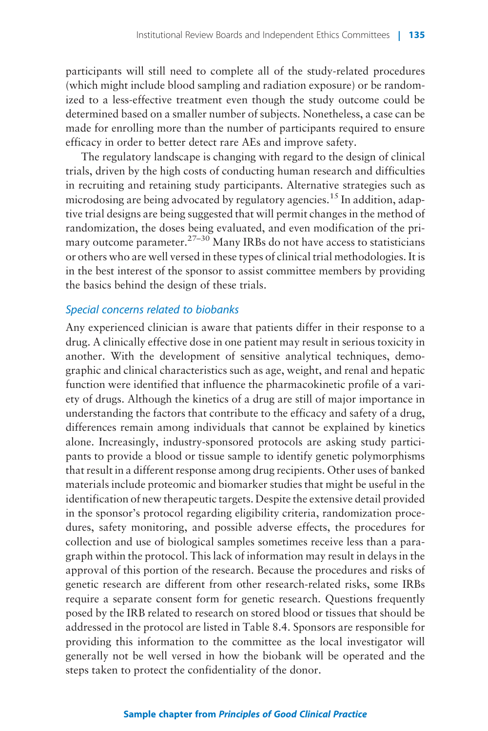participants will still need to complete all of the study-related procedures (which might include blood sampling and radiation exposure) or be randomized to a less-effective treatment even though the study outcome could be determined based on a smaller number of subjects. Nonetheless, a case can be made for enrolling more than the number of participants required to ensure efficacy in order to better detect rare AEs and improve safety.

The regulatory landscape is changing with regard to the design of clinical trials, driven by the high costs of conducting human research and difficulties in recruiting and retaining study participants. Alternative strategies such as microdosing are being advocated by regulatory agencies.[15] In addition, adaptive trial designs are being suggested that will permit changes in the method of randomization, the doses being evaluated, and even modification of the primary outcome parameter.[27–30] Many IRBs do not have access to statisticians or others who are well versed in these types of clinical trial methodologies. It is in the best interest of the sponsor to assist committee members by providing the basics behind the design of these trials.

### *Special concerns related to biobanks*

Any experienced clinician is aware that patients differ in their response to a drug. A clinically effective dose in one patient may result in serious toxicity in another. With the development of sensitive analytical techniques, demographic and clinical characteristics such as age, weight, and renal and hepatic function were identified that influence the pharmacokinetic profile of a variety of drugs. Although the kinetics of a drug are still of major importance in understanding the factors that contribute to the efficacy and safety of a drug, differences remain among individuals that cannot be explained by kinetics alone. Increasingly, industry-sponsored protocols are asking study participants to provide a blood or tissue sample to identify genetic polymorphisms that result in a different response among drug recipients. Other uses of banked materials include proteomic and biomarker studies that might be useful in the identification of new therapeutic targets. Despite the extensive detail provided in the sponsor's protocol regarding eligibility criteria, randomization procedures, safety monitoring, and possible adverse effects, the procedures for collection and use of biological samples sometimes receive less than a paragraph within the protocol. This lack of information may result in delays in the approval of this portion of the research. Because the procedures and risks of genetic research are different from other research-related risks, some IRBs require a separate consent form for genetic research. Questions frequently posed by the IRB related to research on stored blood or tissues that should be addressed in the protocol are listed in Table 8.4. Sponsors are responsible for providing this information to the committee as the local investigator will generally not be well versed in how the biobank will be operated and the steps taken to protect the confidentiality of the donor.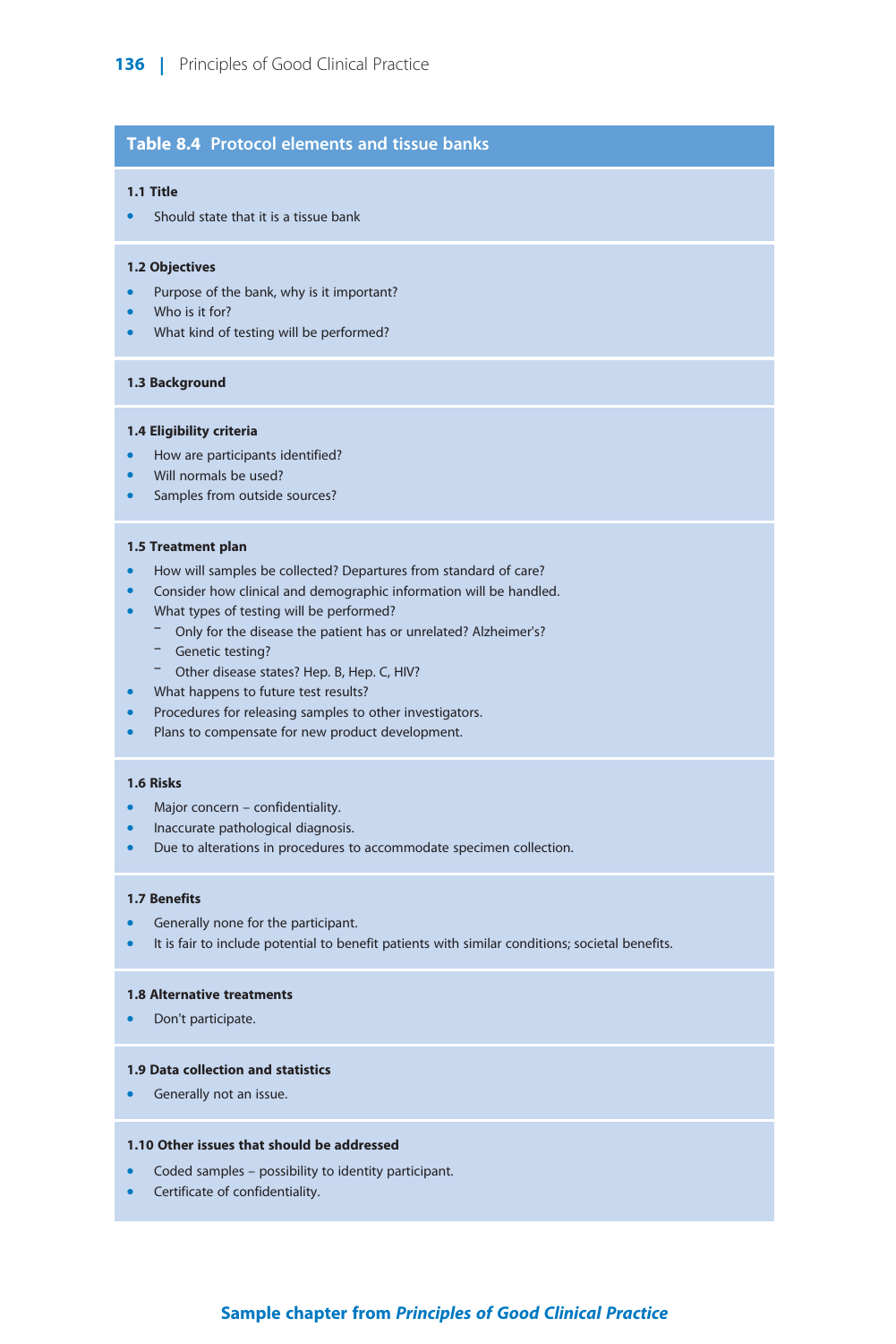**Table 8.4 Protocol elements and tissue banks**

**1.1 Title**

- Should state that it is a tissue bank

**1.2 Objectives**

- Purpose of the bank, why is it important?
- Who is it for?
- What kind of testing will be performed?

**1.3 Background**

**1.4 Eligibility criteria**

- How are participants identified?
- Will normals be used?
- Samples from outside sources?

**1.5 Treatment plan**

- How will samples be collected? Departures from standard of care?
- Consider how clinical and demographic information will be handled.
- What types of testing will be performed?
  - Only for the disease the patient has or unrelated? Alzheimer's?
  - Genetic testing?
  - Other disease states? Hep. B, Hep. C, HIV?
- What happens to future test results?
- Procedures for releasing samples to other investigators.
- Plans to compensate for new product development.

**1.6 Risks**

- Major concern – confidentiality.
- Inaccurate pathological diagnosis.
- Due to alterations in procedures to accommodate specimen collection.

**1.7 Benefits**

- Generally none for the participant.
- It is fair to include potential to benefit patients with similar conditions; societal benefits.

**1.8 Alternative treatments**

- Don't participate.

**1.9 Data collection and statistics**

- Generally not an issue.

**1.10 Other issues that should be addressed**

- Coded samples – possibility to identity participant.
- Certificate of confidentiality.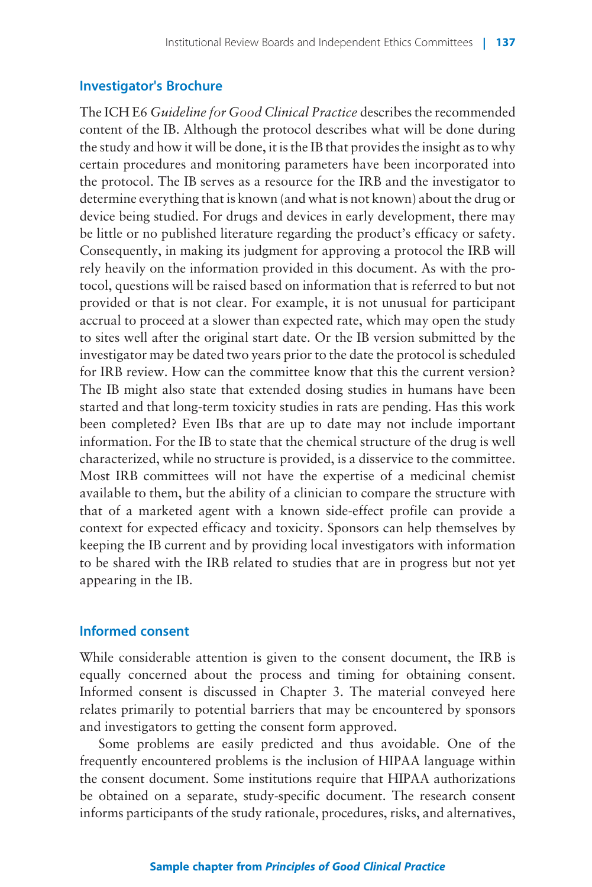## Investigator's Brochure

The ICH E6 *Guideline for Good Clinical Practice* describes the recommended content of the IB. Although the protocol describes what will be done during the study and how it will be done, it is the IB that provides the insight as to why certain procedures and monitoring parameters have been incorporated into the protocol. The IB serves as a resource for the IRB and the investigator to determine everything that is known (and what is not known) about the drug or device being studied. For drugs and devices in early development, there may be little or no published literature regarding the product's efficacy or safety. Consequently, in making its judgment for approving a protocol the IRB will rely heavily on the information provided in this document. As with the protocol, questions will be raised based on information that is referred to but not provided or that is not clear. For example, it is not unusual for participant accrual to proceed at a slower than expected rate, which may open the study to sites well after the original start date. Or the IB version submitted by the investigator may be dated two years prior to the date the protocol is scheduled for IRB review. How can the committee know that this the current version? The IB might also state that extended dosing studies in humans have been started and that long-term toxicity studies in rats are pending. Has this work been completed? Even IBs that are up to date may not include important information. For the IB to state that the chemical structure of the drug is well characterized, while no structure is provided, is a disservice to the committee. Most IRB committees will not have the expertise of a medicinal chemist available to them, but the ability of a clinician to compare the structure with that of a marketed agent with a known side-effect profile can provide a context for expected efficacy and toxicity. Sponsors can help themselves by keeping the IB current and by providing local investigators with information to be shared with the IRB related to studies that are in progress but not yet appearing in the IB.

## Informed consent

While considerable attention is given to the consent document, the IRB is equally concerned about the process and timing for obtaining consent. Informed consent is discussed in Chapter 3. The material conveyed here relates primarily to potential barriers that may be encountered by sponsors and investigators to getting the consent form approved.

Some problems are easily predicted and thus avoidable. One of the frequently encountered problems is the inclusion of HIPAA language within the consent document. Some institutions require that HIPAA authorizations be obtained on a separate, study-specific document. The research consent informs participants of the study rationale, procedures, risks, and alternatives,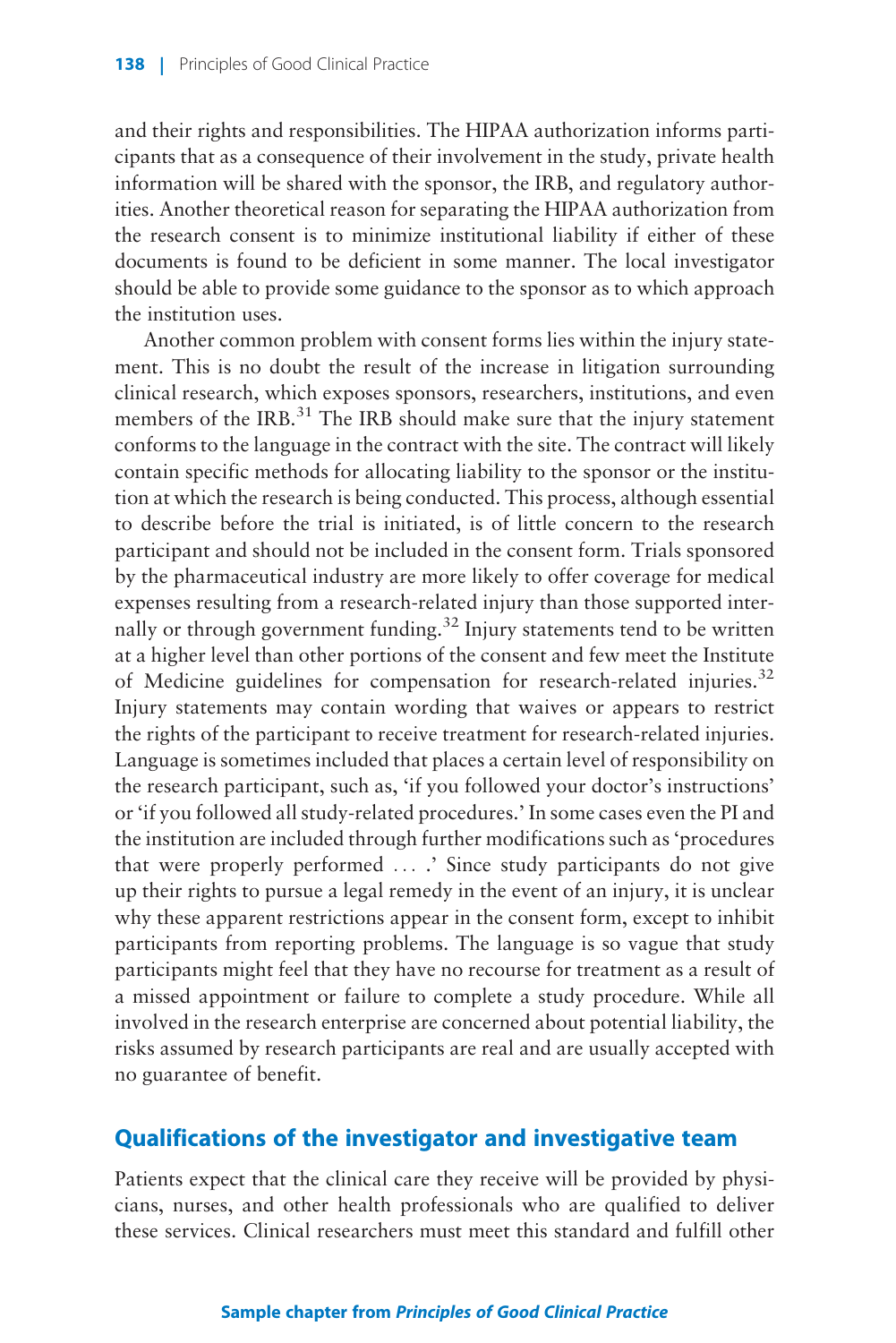and their rights and responsibilities. The HIPAA authorization informs participants that as a consequence of their involvement in the study, private health information will be shared with the sponsor, the IRB, and regulatory authorities. Another theoretical reason for separating the HIPAA authorization from the research consent is to minimize institutional liability if either of these documents is found to be deficient in some manner. The local investigator should be able to provide some guidance to the sponsor as to which approach the institution uses.

Another common problem with consent forms lies within the injury statement. This is no doubt the result of the increase in litigation surrounding clinical research, which exposes sponsors, researchers, institutions, and even members of the IRB.[31] The IRB should make sure that the injury statement conforms to the language in the contract with the site. The contract will likely contain specific methods for allocating liability to the sponsor or the institution at which the research is being conducted. This process, although essential to describe before the trial is initiated, is of little concern to the research participant and should not be included in the consent form. Trials sponsored by the pharmaceutical industry are more likely to offer coverage for medical expenses resulting from a research-related injury than those supported internally or through government funding.[32] Injury statements tend to be written at a higher level than other portions of the consent and few meet the Institute of Medicine guidelines for compensation for research-related injuries.[32] Injury statements may contain wording that waives or appears to restrict the rights of the participant to receive treatment for research-related injuries. Language is sometimes included that places a certain level of responsibility on the research participant, such as, 'if you followed your doctor's instructions' or 'if you followed all study-related procedures.' In some cases even the PI and the institution are included through further modifications such as 'procedures that were properly performed . . . .' Since study participants do not give up their rights to pursue a legal remedy in the event of an injury, it is unclear why these apparent restrictions appear in the consent form, except to inhibit participants from reporting problems. The language is so vague that study participants might feel that they have no recourse for treatment as a result of a missed appointment or failure to complete a study procedure. While all involved in the research enterprise are concerned about potential liability, the risks assumed by research participants are real and are usually accepted with no guarantee of benefit.

## Qualifications of the investigator and investigative team

Patients expect that the clinical care they receive will be provided by physicians, nurses, and other health professionals who are qualified to deliver these services. Clinical researchers must meet this standard and fulfill other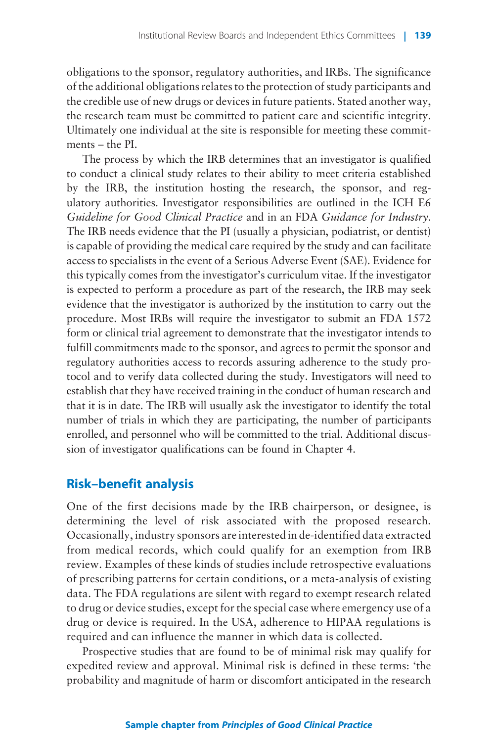obligations to the sponsor, regulatory authorities, and IRBs. The significance of the additional obligations relates to the protection of study participants and the credible use of new drugs or devices in future patients. Stated another way, the research team must be committed to patient care and scientific integrity. Ultimately one individual at the site is responsible for meeting these commitments – the PI.

The process by which the IRB determines that an investigator is qualified to conduct a clinical study relates to their ability to meet criteria established by the IRB, the institution hosting the research, the sponsor, and regulatory authorities. Investigator responsibilities are outlined in the ICH E6 *Guideline for Good Clinical Practice* and in an FDA *Guidance for Industry*. The IRB needs evidence that the PI (usually a physician, podiatrist, or dentist) is capable of providing the medical care required by the study and can facilitate access to specialists in the event of a Serious Adverse Event (SAE). Evidence for this typically comes from the investigator's curriculum vitae. If the investigator is expected to perform a procedure as part of the research, the IRB may seek evidence that the investigator is authorized by the institution to carry out the procedure. Most IRBs will require the investigator to submit an FDA 1572 form or clinical trial agreement to demonstrate that the investigator intends to fulfill commitments made to the sponsor, and agrees to permit the sponsor and regulatory authorities access to records assuring adherence to the study protocol and to verify data collected during the study. Investigators will need to establish that they have received training in the conduct of human research and that it is in date. The IRB will usually ask the investigator to identify the total number of trials in which they are participating, the number of participants enrolled, and personnel who will be committed to the trial. Additional discussion of investigator qualifications can be found in Chapter 4.

## Risk–benefit analysis

One of the first decisions made by the IRB chairperson, or designee, is determining the level of risk associated with the proposed research. Occasionally, industry sponsors are interested in de-identified data extracted from medical records, which could qualify for an exemption from IRB review. Examples of these kinds of studies include retrospective evaluations of prescribing patterns for certain conditions, or a meta-analysis of existing data. The FDA regulations are silent with regard to exempt research related to drug or device studies, except for the special case where emergency use of a drug or device is required. In the USA, adherence to HIPAA regulations is required and can influence the manner in which data is collected.

Prospective studies that are found to be of minimal risk may qualify for expedited review and approval. Minimal risk is defined in these terms: 'the probability and magnitude of harm or discomfort anticipated in the research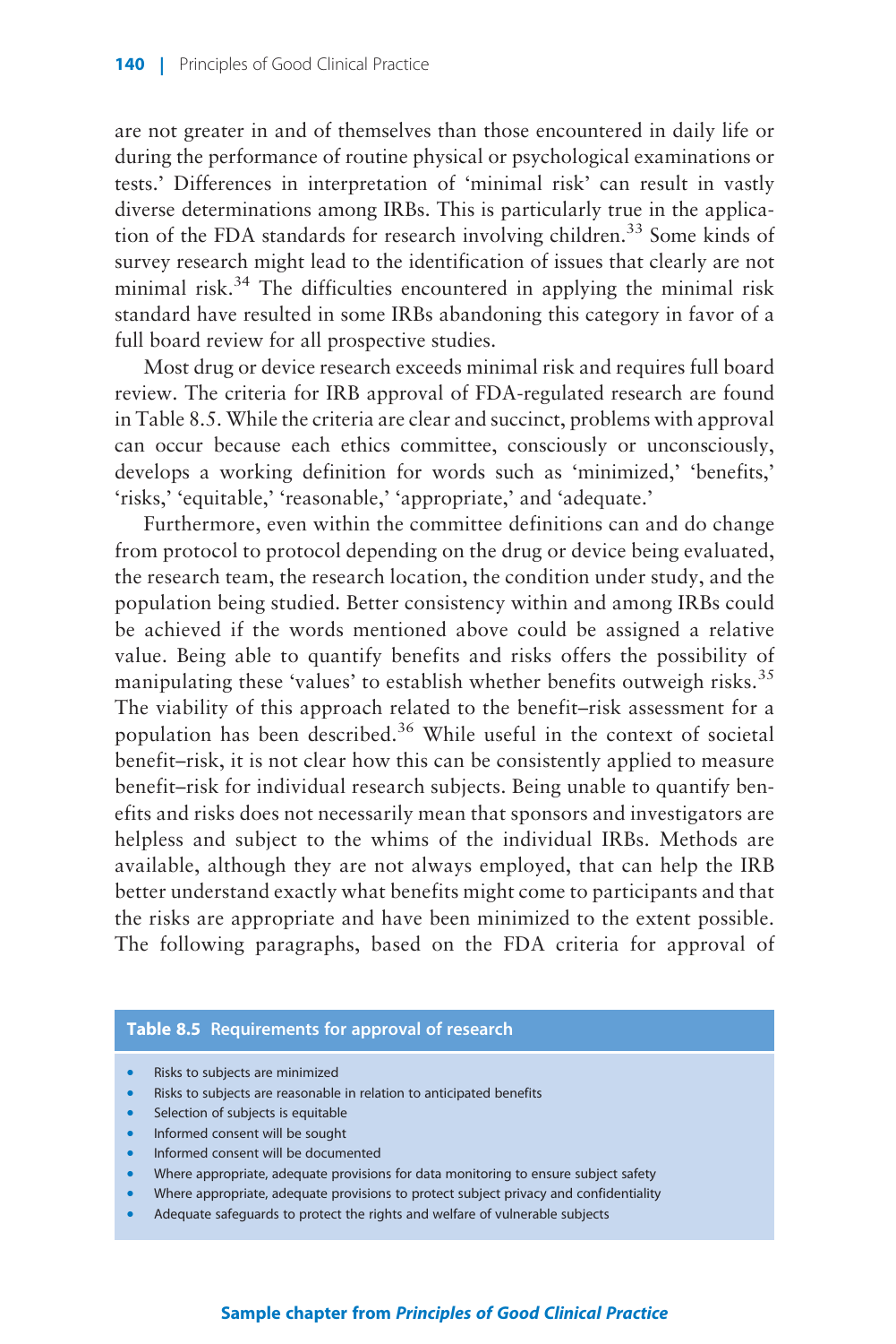are not greater in and of themselves than those encountered in daily life or during the performance of routine physical or psychological examinations or tests.' Differences in interpretation of 'minimal risk' can result in vastly diverse determinations among IRBs. This is particularly true in the application of the FDA standards for research involving children.[33] Some kinds of survey research might lead to the identification of issues that clearly are not minimal risk.[34] The difficulties encountered in applying the minimal risk standard have resulted in some IRBs abandoning this category in favor of a full board review for all prospective studies.

Most drug or device research exceeds minimal risk and requires full board review. The criteria for IRB approval of FDA-regulated research are found in Table 8.5. While the criteria are clear and succinct, problems with approval can occur because each ethics committee, consciously or unconsciously, develops a working definition for words such as 'minimized,' 'benefits,' 'risks,' 'equitable,' 'reasonable,' 'appropriate,' and 'adequate.'

Furthermore, even within the committee definitions can and do change from protocol to protocol depending on the drug or device being evaluated, the research team, the research location, the condition under study, and the population being studied. Better consistency within and among IRBs could be achieved if the words mentioned above could be assigned a relative value. Being able to quantify benefits and risks offers the possibility of manipulating these 'values' to establish whether benefits outweigh risks.[35] The viability of this approach related to the benefit–risk assessment for a population has been described.[36] While useful in the context of societal benefit–risk, it is not clear how this can be consistently applied to measure benefit–risk for individual research subjects. Being unable to quantify benefits and risks does not necessarily mean that sponsors and investigators are helpless and subject to the whims of the individual IRBs. Methods are available, although they are not always employed, that can help the IRB better understand exactly what benefits might come to participants and that the risks are appropriate and have been minimized to the extent possible. The following paragraphs, based on the FDA criteria for approval of

**Table 8.5 Requirements for approval of research**

- Risks to subjects are minimized
- Risks to subjects are reasonable in relation to anticipated benefits
- Selection of subjects is equitable
- Informed consent will be sought
- Informed consent will be documented
- Where appropriate, adequate provisions for data monitoring to ensure subject safety
- Where appropriate, adequate provisions to protect subject privacy and confidentiality
- Adequate safeguards to protect the rights and welfare of vulnerable subjects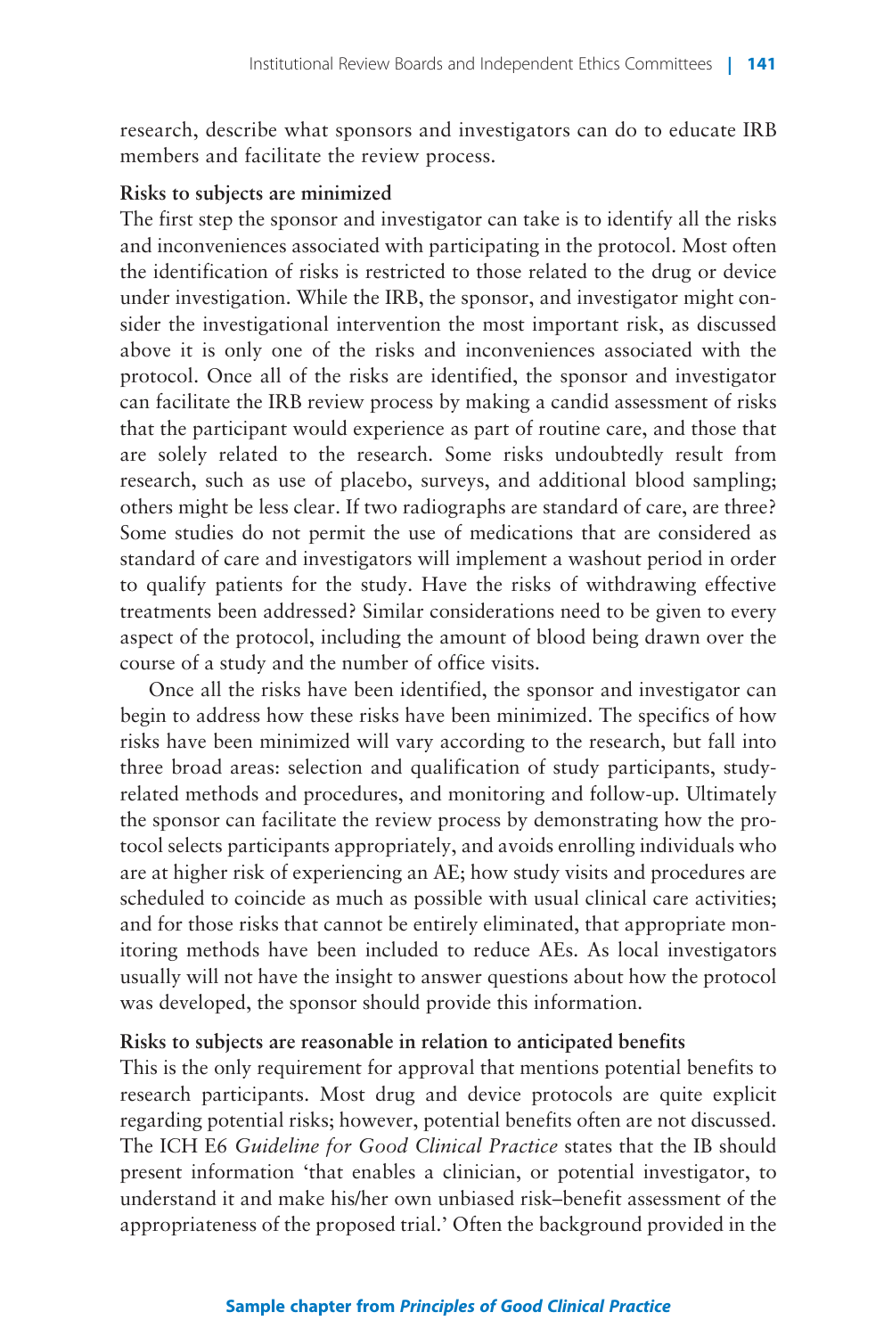research, describe what sponsors and investigators can do to educate IRB members and facilitate the review process.

**Risks to subjects are minimized**

The first step the sponsor and investigator can take is to identify all the risks and inconveniences associated with participating in the protocol. Most often the identification of risks is restricted to those related to the drug or device under investigation. While the IRB, the sponsor, and investigator might consider the investigational intervention the most important risk, as discussed above it is only one of the risks and inconveniences associated with the protocol. Once all of the risks are identified, the sponsor and investigator can facilitate the IRB review process by making a candid assessment of risks that the participant would experience as part of routine care, and those that are solely related to the research. Some risks undoubtedly result from research, such as use of placebo, surveys, and additional blood sampling; others might be less clear. If two radiographs are standard of care, are three? Some studies do not permit the use of medications that are considered as standard of care and investigators will implement a washout period in order to qualify patients for the study. Have the risks of withdrawing effective treatments been addressed? Similar considerations need to be given to every aspect of the protocol, including the amount of blood being drawn over the course of a study and the number of office visits.

Once all the risks have been identified, the sponsor and investigator can begin to address how these risks have been minimized. The specifics of how risks have been minimized will vary according to the research, but fall into three broad areas: selection and qualification of study participants, study-related methods and procedures, and monitoring and follow-up. Ultimately the sponsor can facilitate the review process by demonstrating how the protocol selects participants appropriately, and avoids enrolling individuals who are at higher risk of experiencing an AE; how study visits and procedures are scheduled to coincide as much as possible with usual clinical care activities; and for those risks that cannot be entirely eliminated, that appropriate monitoring methods have been included to reduce AEs. As local investigators usually will not have the insight to answer questions about how the protocol was developed, the sponsor should provide this information.

**Risks to subjects are reasonable in relation to anticipated benefits**

This is the only requirement for approval that mentions potential benefits to research participants. Most drug and device protocols are quite explicit regarding potential risks; however, potential benefits often are not discussed. The ICH E6 *Guideline for Good Clinical Practice* states that the IB should present information 'that enables a clinician, or potential investigator, to understand it and make his/her own unbiased risk–benefit assessment of the appropriateness of the proposed trial.' Often the background provided in the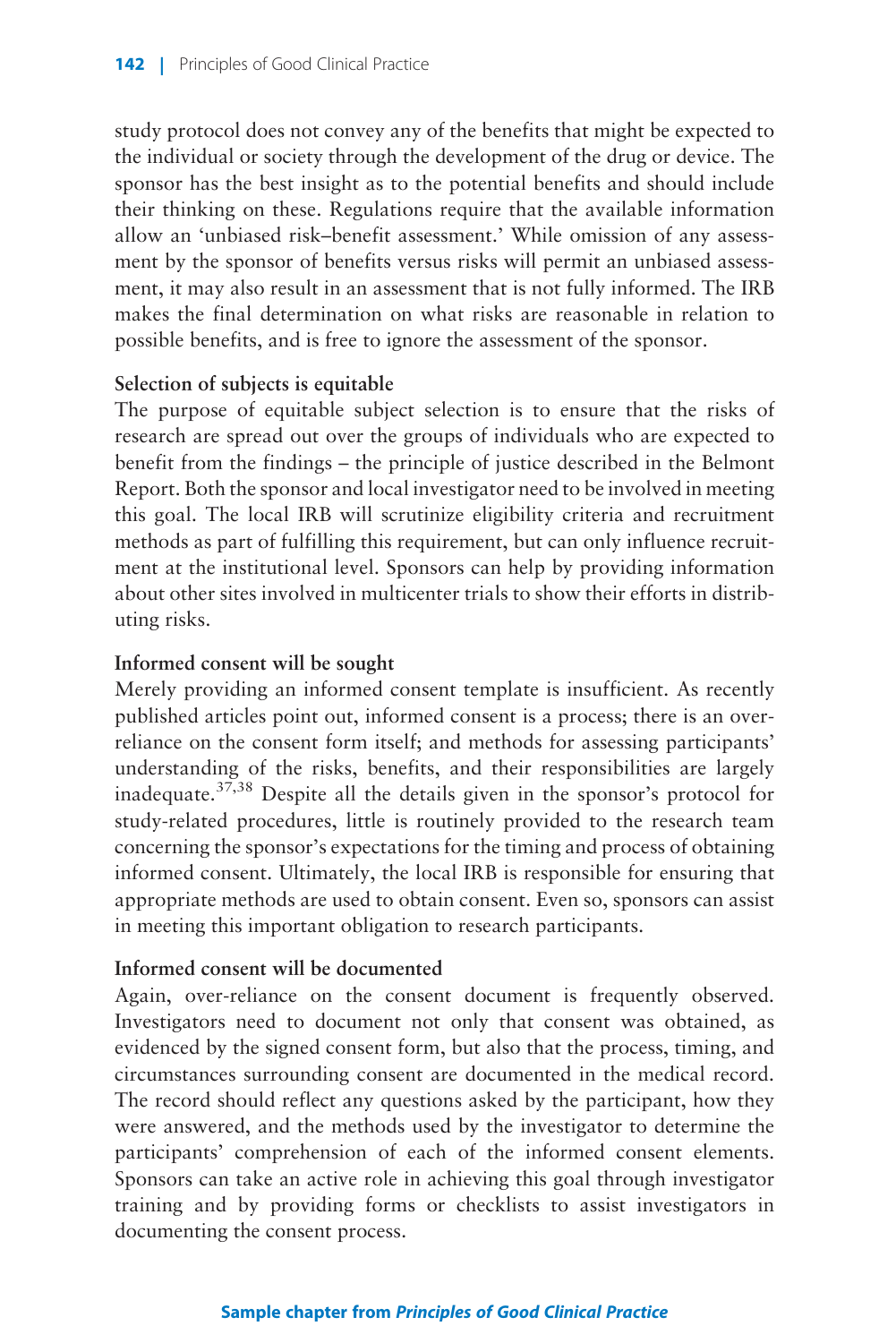study protocol does not convey any of the benefits that might be expected to the individual or society through the development of the drug or device. The sponsor has the best insight as to the potential benefits and should include their thinking on these. Regulations require that the available information allow an 'unbiased risk–benefit assessment.' While omission of any assessment by the sponsor of benefits versus risks will permit an unbiased assessment, it may also result in an assessment that is not fully informed. The IRB makes the final determination on what risks are reasonable in relation to possible benefits, and is free to ignore the assessment of the sponsor.

**Selection of subjects is equitable**

The purpose of equitable subject selection is to ensure that the risks of research are spread out over the groups of individuals who are expected to benefit from the findings – the principle of justice described in the Belmont Report. Both the sponsor and local investigator need to be involved in meeting this goal. The local IRB will scrutinize eligibility criteria and recruitment methods as part of fulfilling this requirement, but can only influence recruitment at the institutional level. Sponsors can help by providing information about other sites involved in multicenter trials to show their efforts in distributing risks.

**Informed consent will be sought**

Merely providing an informed consent template is insufficient. As recently published articles point out, informed consent is a process; there is an over-reliance on the consent form itself; and methods for assessing participants' understanding of the risks, benefits, and their responsibilities are largely inadequate.[37,38] Despite all the details given in the sponsor's protocol for study-related procedures, little is routinely provided to the research team concerning the sponsor's expectations for the timing and process of obtaining informed consent. Ultimately, the local IRB is responsible for ensuring that appropriate methods are used to obtain consent. Even so, sponsors can assist in meeting this important obligation to research participants.

**Informed consent will be documented**

Again, over-reliance on the consent document is frequently observed. Investigators need to document not only that consent was obtained, as evidenced by the signed consent form, but also that the process, timing, and circumstances surrounding consent are documented in the medical record. The record should reflect any questions asked by the participant, how they were answered, and the methods used by the investigator to determine the participants' comprehension of each of the informed consent elements. Sponsors can take an active role in achieving this goal through investigator training and by providing forms or checklists to assist investigators in documenting the consent process.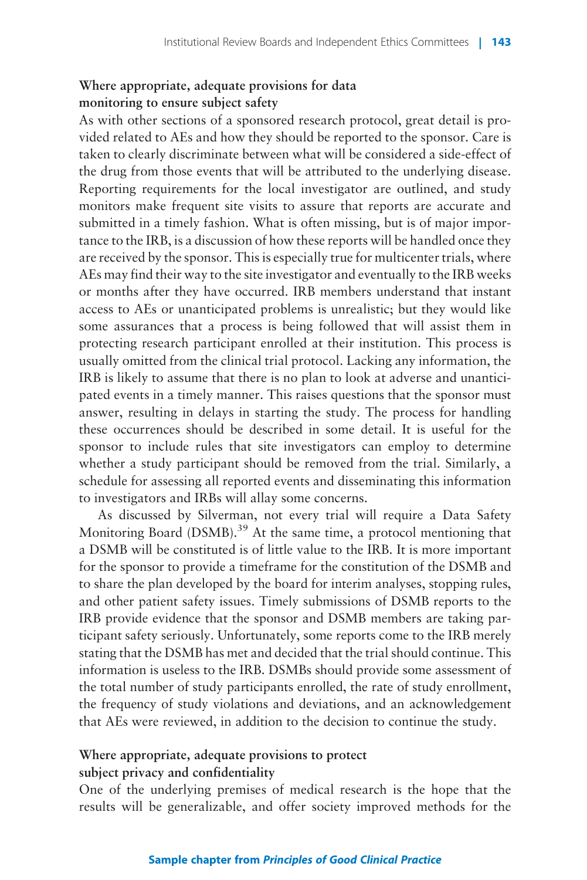### Where appropriate, adequate provisions for data monitoring to ensure subject safety

As with other sections of a sponsored research protocol, great detail is provided related to AEs and how they should be reported to the sponsor. Care is taken to clearly discriminate between what will be considered a side-effect of the drug from those events that will be attributed to the underlying disease. Reporting requirements for the local investigator are outlined, and study monitors make frequent site visits to assure that reports are accurate and submitted in a timely fashion. What is often missing, but is of major importance to the IRB, is a discussion of how these reports will be handled once they are received by the sponsor. This is especially true for multicenter trials, where AEs may find their way to the site investigator and eventually to the IRB weeks or months after they have occurred. IRB members understand that instant access to AEs or unanticipated problems is unrealistic; but they would like some assurances that a process is being followed that will assist them in protecting research participant enrolled at their institution. This process is usually omitted from the clinical trial protocol. Lacking any information, the IRB is likely to assume that there is no plan to look at adverse and unanticipated events in a timely manner. This raises questions that the sponsor must answer, resulting in delays in starting the study. The process for handling these occurrences should be described in some detail. It is useful for the sponsor to include rules that site investigators can employ to determine whether a study participant should be removed from the trial. Similarly, a schedule for assessing all reported events and disseminating this information to investigators and IRBs will allay some concerns.

As discussed by Silverman, not every trial will require a Data Safety Monitoring Board (DSMB).[39] At the same time, a protocol mentioning that a DSMB will be constituted is of little value to the IRB. It is more important for the sponsor to provide a timeframe for the constitution of the DSMB and to share the plan developed by the board for interim analyses, stopping rules, and other patient safety issues. Timely submissions of DSMB reports to the IRB provide evidence that the sponsor and DSMB members are taking participant safety seriously. Unfortunately, some reports come to the IRB merely stating that the DSMB has met and decided that the trial should continue. This information is useless to the IRB. DSMBs should provide some assessment of the total number of study participants enrolled, the rate of study enrollment, the frequency of study violations and deviations, and an acknowledgement that AEs were reviewed, in addition to the decision to continue the study.

### Where appropriate, adequate provisions to protect subject privacy and confidentiality

One of the underlying premises of medical research is the hope that the results will be generalizable, and offer society improved methods for the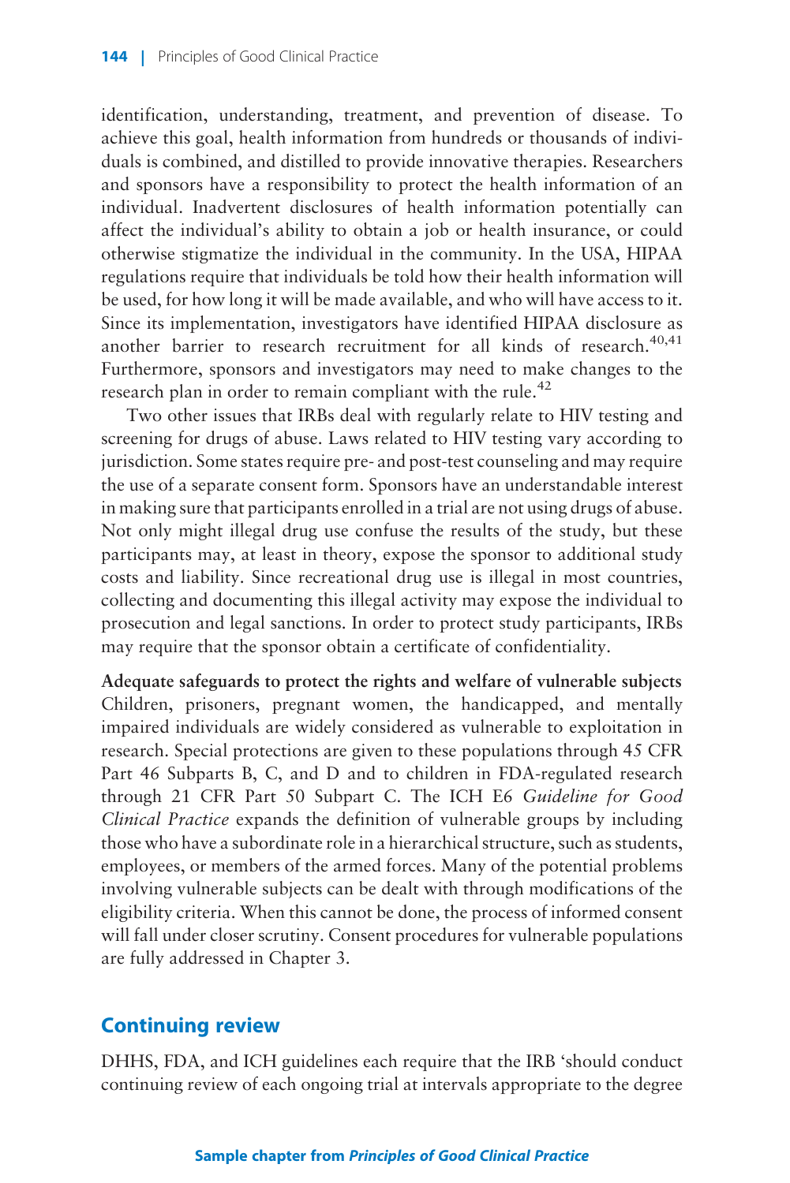identification, understanding, treatment, and prevention of disease. To achieve this goal, health information from hundreds or thousands of individuals is combined, and distilled to provide innovative therapies. Researchers and sponsors have a responsibility to protect the health information of an individual. Inadvertent disclosures of health information potentially can affect the individual's ability to obtain a job or health insurance, or could otherwise stigmatize the individual in the community. In the USA, HIPAA regulations require that individuals be told how their health information will be used, for how long it will be made available, and who will have access to it. Since its implementation, investigators have identified HIPAA disclosure as another barrier to research recruitment for all kinds of research.[40,41] Furthermore, sponsors and investigators may need to make changes to the research plan in order to remain compliant with the rule.[42]

Two other issues that IRBs deal with regularly relate to HIV testing and screening for drugs of abuse. Laws related to HIV testing vary according to jurisdiction. Some states require pre- and post-test counseling and may require the use of a separate consent form. Sponsors have an understandable interest in making sure that participants enrolled in a trial are not using drugs of abuse. Not only might illegal drug use confuse the results of the study, but these participants may, at least in theory, expose the sponsor to additional study costs and liability. Since recreational drug use is illegal in most countries, collecting and documenting this illegal activity may expose the individual to prosecution and legal sanctions. In order to protect study participants, IRBs may require that the sponsor obtain a certificate of confidentiality.

**Adequate safeguards to protect the rights and welfare of vulnerable subjects**
Children, prisoners, pregnant women, the handicapped, and mentally impaired individuals are widely considered as vulnerable to exploitation in research. Special protections are given to these populations through 45 CFR Part 46 Subparts B, C, and D and to children in FDA-regulated research through 21 CFR Part 50 Subpart C. The ICH E6 *Guideline for Good Clinical Practice* expands the definition of vulnerable groups by including those who have a subordinate role in a hierarchical structure, such as students, employees, or members of the armed forces. Many of the potential problems involving vulnerable subjects can be dealt with through modifications of the eligibility criteria. When this cannot be done, the process of informed consent will fall under closer scrutiny. Consent procedures for vulnerable populations are fully addressed in Chapter 3.

## Continuing review

DHHS, FDA, and ICH guidelines each require that the IRB 'should conduct continuing review of each ongoing trial at intervals appropriate to the degree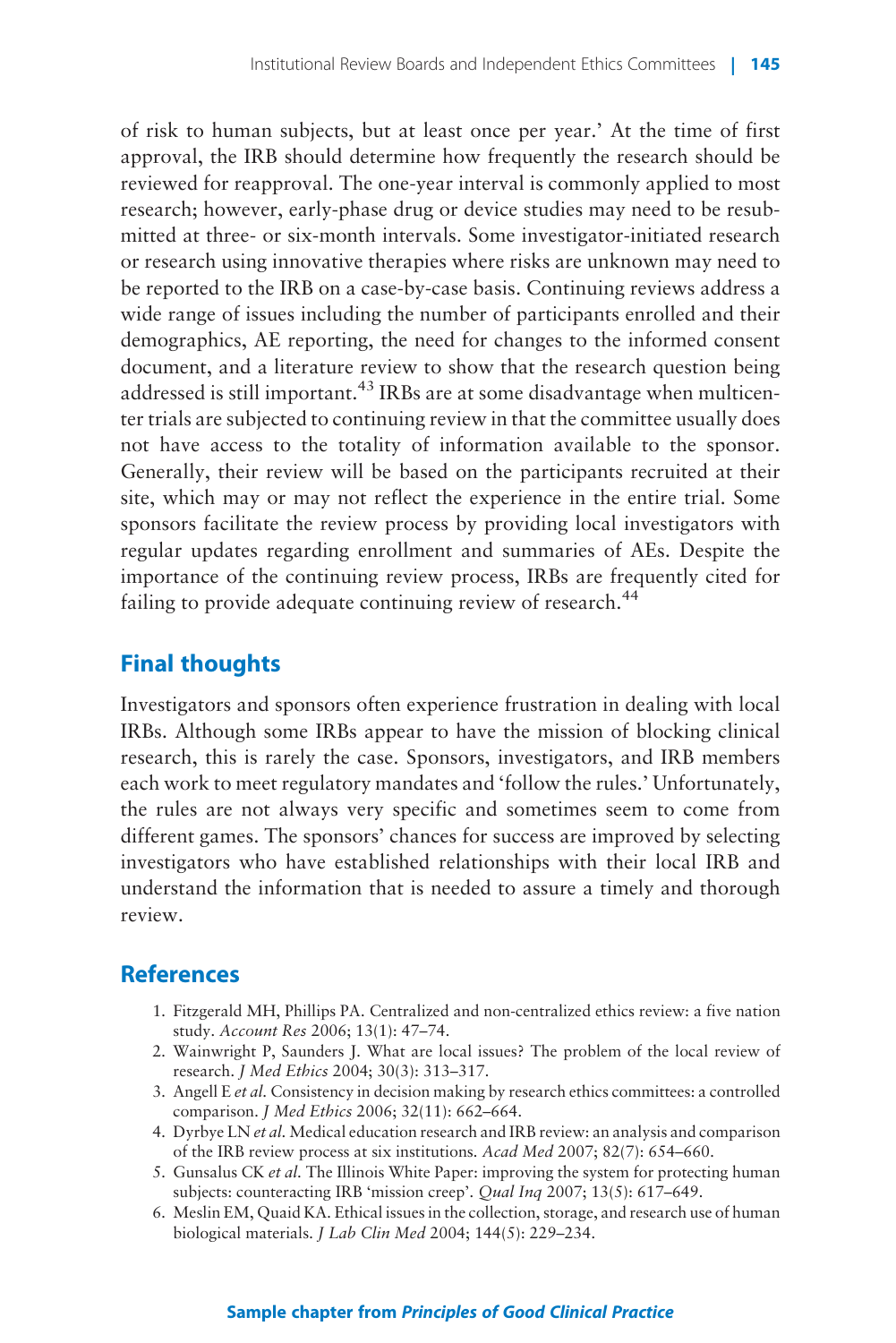of risk to human subjects, but at least once per year.' At the time of first approval, the IRB should determine how frequently the research should be reviewed for reapproval. The one-year interval is commonly applied to most research; however, early-phase drug or device studies may need to be resubmitted at three- or six-month intervals. Some investigator-initiated research or research using innovative therapies where risks are unknown may need to be reported to the IRB on a case-by-case basis. Continuing reviews address a wide range of issues including the number of participants enrolled and their demographics, AE reporting, the need for changes to the informed consent document, and a literature review to show that the research question being addressed is still important.[43] IRBs are at some disadvantage when multicenter trials are subjected to continuing review in that the committee usually does not have access to the totality of information available to the sponsor. Generally, their review will be based on the participants recruited at their site, which may or may not reflect the experience in the entire trial. Some sponsors facilitate the review process by providing local investigators with regular updates regarding enrollment and summaries of AEs. Despite the importance of the continuing review process, IRBs are frequently cited for failing to provide adequate continuing review of research.[44]

## Final thoughts

Investigators and sponsors often experience frustration in dealing with local IRBs. Although some IRBs appear to have the mission of blocking clinical research, this is rarely the case. Sponsors, investigators, and IRB members each work to meet regulatory mandates and 'follow the rules.' Unfortunately, the rules are not always very specific and sometimes seem to come from different games. The sponsors' chances for success are improved by selecting investigators who have established relationships with their local IRB and understand the information that is needed to assure a timely and thorough review.

## References

1. Fitzgerald MH, Phillips PA. Centralized and non-centralized ethics review: a five nation study. *Account Res* 2006; 13(1): 47–74.
2. Wainwright P, Saunders J. What are local issues? The problem of the local review of research. *J Med Ethics* 2004; 30(3): 313–317.
3. Angell E *et al.* Consistency in decision making by research ethics committees: a controlled comparison. *J Med Ethics* 2006; 32(11): 662–664.
4. Dyrbye LN *et al.* Medical education research and IRB review: an analysis and comparison of the IRB review process at six institutions. *Acad Med* 2007; 82(7): 654–660.
5. Gunsalus CK *et al.* The Illinois White Paper: improving the system for protecting human subjects: counteracting IRB 'mission creep'. *Qual Inq* 2007; 13(5): 617–649.
6. Meslin EM, Quaid KA. Ethical issues in the collection, storage, and research use of human biological materials. *J Lab Clin Med* 2004; 144(5): 229–234.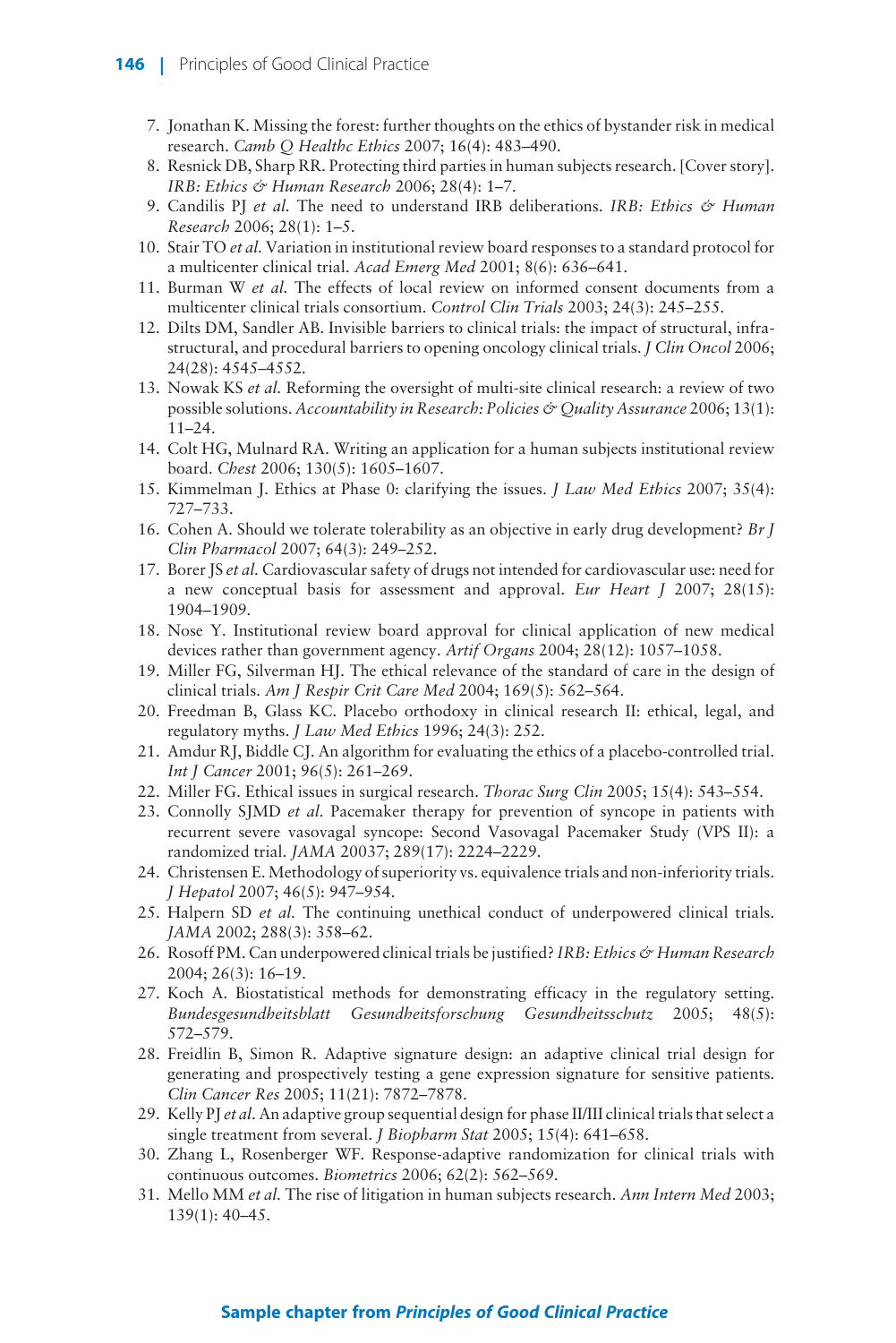7. Jonathan K. Missing the forest: further thoughts on the ethics of bystander risk in medical research. *Camb Q Healthc Ethics* 2007; 16(4): 483–490.
8. Resnick DB, Sharp RR. Protecting third parties in human subjects research. [Cover story]. *IRB: Ethics & Human Research* 2006; 28(4): 1–7.
9. Candilis PJ *et al.* The need to understand IRB deliberations. *IRB: Ethics & Human Research* 2006; 28(1): 1–5.
10. Stair TO *et al.* Variation in institutional review board responses to a standard protocol for a multicenter clinical trial. *Acad Emerg Med* 2001; 8(6): 636–641.
11. Burman W *et al.* The effects of local review on informed consent documents from a multicenter clinical trials consortium. *Control Clin Trials* 2003; 24(3): 245–255.
12. Dilts DM, Sandler AB. Invisible barriers to clinical trials: the impact of structural, infrastructural, and procedural barriers to opening oncology clinical trials. *J Clin Oncol* 2006; 24(28): 4545–4552.
13. Nowak KS *et al.* Reforming the oversight of multi-site clinical research: a review of two possible solutions. *Accountability in Research: Policies & Quality Assurance* 2006; 13(1): 11–24.
14. Colt HG, Mulnard RA. Writing an application for a human subjects institutional review board. *Chest* 2006; 130(5): 1605–1607.
15. Kimmelman J. Ethics at Phase 0: clarifying the issues. *J Law Med Ethics* 2007; 35(4): 727–733.
16. Cohen A. Should we tolerate tolerability as an objective in early drug development? *Br J Clin Pharmacol* 2007; 64(3): 249–252.
17. Borer JS *et al.* Cardiovascular safety of drugs not intended for cardiovascular use: need for a new conceptual basis for assessment and approval. *Eur Heart J* 2007; 28(15): 1904–1909.
18. Nose Y. Institutional review board approval for clinical application of new medical devices rather than government agency. *Artif Organs* 2004; 28(12): 1057–1058.
19. Miller FG, Silverman HJ. The ethical relevance of the standard of care in the design of clinical trials. *Am J Respir Crit Care Med* 2004; 169(5): 562–564.
20. Freedman B, Glass KC. Placebo orthodoxy in clinical research II: ethical, legal, and regulatory myths. *J Law Med Ethics* 1996; 24(3): 252.
21. Amdur RJ, Biddle CJ. An algorithm for evaluating the ethics of a placebo-controlled trial. *Int J Cancer* 2001; 96(5): 261–269.
22. Miller FG. Ethical issues in surgical research. *Thorac Surg Clin* 2005; 15(4): 543–554.
23. Connolly SJMD *et al.* Pacemaker therapy for prevention of syncope in patients with recurrent severe vasovagal syncope: Second Vasovagal Pacemaker Study (VPS II): a randomized trial. *JAMA* 20037; 289(17): 2224–2229.
24. Christensen E. Methodology of superiority vs. equivalence trials and non-inferiority trials. *J Hepatol* 2007; 46(5): 947–954.
25. Halpern SD *et al.* The continuing unethical conduct of underpowered clinical trials. *JAMA* 2002; 288(3): 358–62.
26. Rosoff PM. Can underpowered clinical trials be justified? *IRB: Ethics & Human Research* 2004; 26(3): 16–19.
27. Koch A. Biostatistical methods for demonstrating efficacy in the regulatory setting. *Bundesgesundheitsblatt Gesundheitsforschung Gesundheitsschutz* 2005; 48(5): 572–579.
28. Freidlin B, Simon R. Adaptive signature design: an adaptive clinical trial design for generating and prospectively testing a gene expression signature for sensitive patients. *Clin Cancer Res* 2005; 11(21): 7872–7878.
29. Kelly PJ *et al.* An adaptive group sequential design for phase II/III clinical trials that select a single treatment from several. *J Biopharm Stat* 2005; 15(4): 641–658.
30. Zhang L, Rosenberger WF. Response-adaptive randomization for clinical trials with continuous outcomes. *Biometrics* 2006; 62(2): 562–569.
31. Mello MM *et al.* The rise of litigation in human subjects research. *Ann Intern Med* 2003; 139(1): 40–45.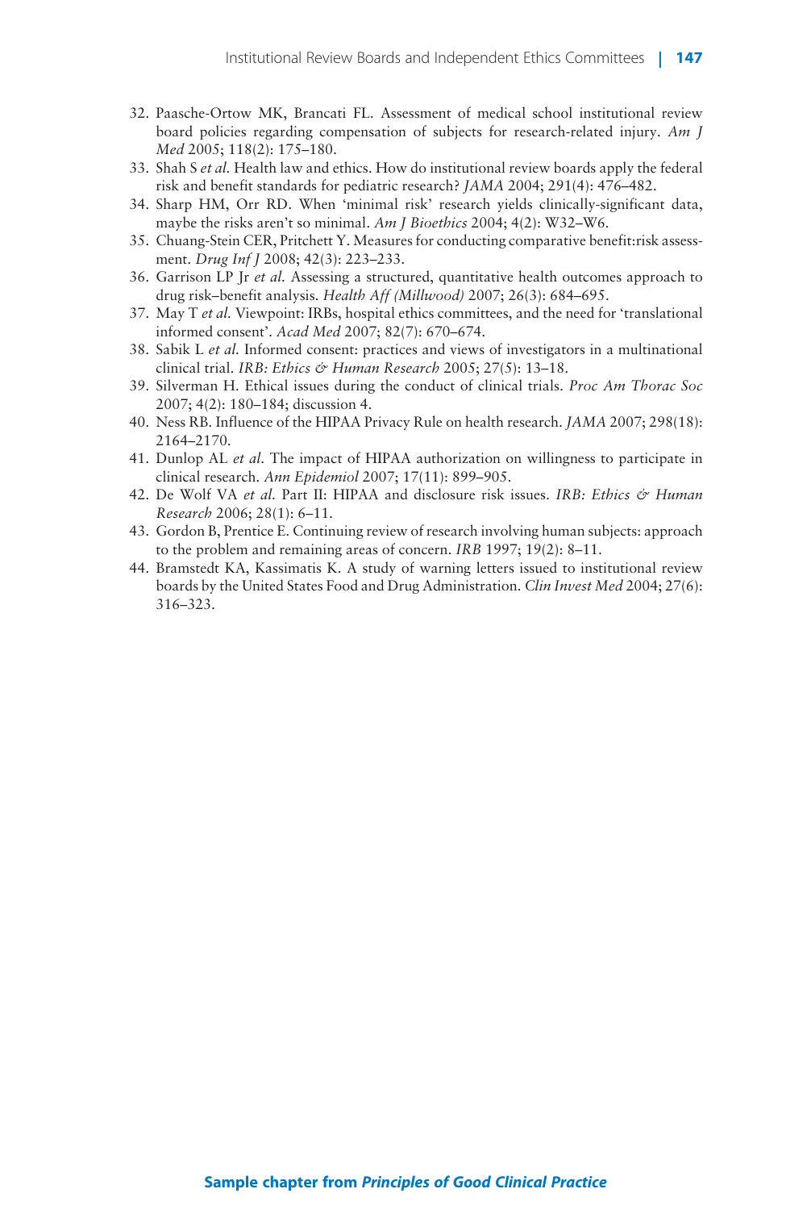32. Paasche-Ortow MK, Brancati FL. Assessment of medical school institutional review board policies regarding compensation of subjects for research-related injury. *Am J Med* 2005; 118(2): 175–180.
33. Shah S *et al.* Health law and ethics. How do institutional review boards apply the federal risk and benefit standards for pediatric research? *JAMA* 2004; 291(4): 476–482.
34. Sharp HM, Orr RD. When 'minimal risk' research yields clinically-significant data, maybe the risks aren't so minimal. *Am J Bioethics* 2004; 4(2): W32–W6.
35. Chuang-Stein CER, Pritchett Y. Measures for conducting comparative benefit:risk assessment. *Drug Inf J* 2008; 42(3): 223–233.
36. Garrison LP Jr *et al.* Assessing a structured, quantitative health outcomes approach to drug risk–benefit analysis. *Health Aff (Millwood)* 2007; 26(3): 684–695.
37. May T *et al.* Viewpoint: IRBs, hospital ethics committees, and the need for 'translational informed consent'. *Acad Med* 2007; 82(7): 670–674.
38. Sabik L *et al.* Informed consent: practices and views of investigators in a multinational clinical trial. *IRB: Ethics & Human Research* 2005; 27(5): 13–18.
39. Silverman H. Ethical issues during the conduct of clinical trials. *Proc Am Thorac Soc* 2007; 4(2): 180–184; discussion 4.
40. Ness RB. Influence of the HIPAA Privacy Rule on health research. *JAMA* 2007; 298(18): 2164–2170.
41. Dunlop AL *et al.* The impact of HIPAA authorization on willingness to participate in clinical research. *Ann Epidemiol* 2007; 17(11): 899–905.
42. De Wolf VA *et al.* Part II: HIPAA and disclosure risk issues. *IRB: Ethics & Human Research* 2006; 28(1): 6–11.
43. Gordon B, Prentice E. Continuing review of research involving human subjects: approach to the problem and remaining areas of concern. *IRB* 1997; 19(2): 8–11.
44. Bramstedt KA, Kassimatis K. A study of warning letters issued to institutional review boards by the United States Food and Drug Administration. *Clin Invest Med* 2004; 27(6): 316–323.